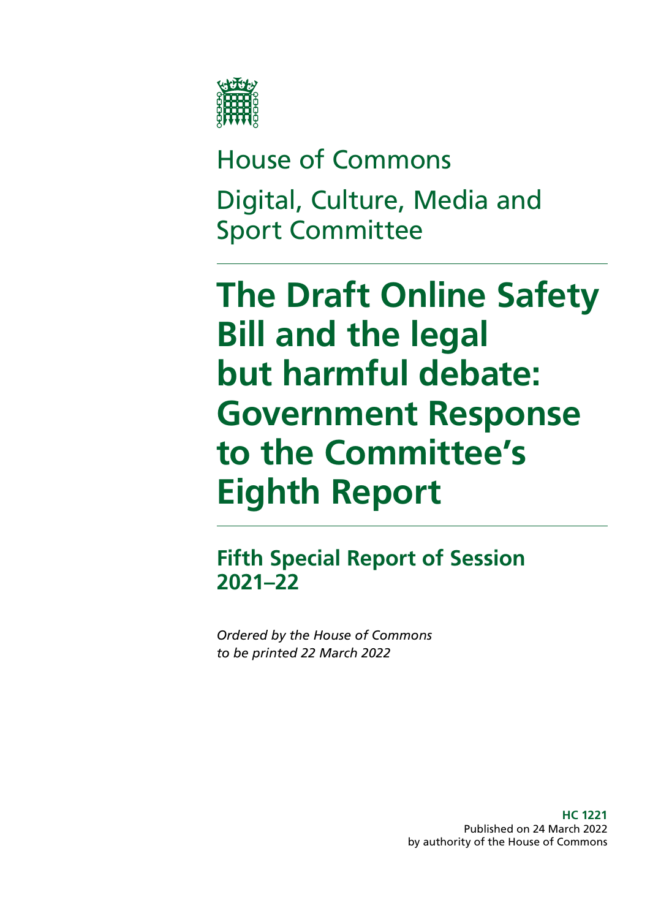House of Commons

Digital, Culture, Media and Sport Committee

# The Draft Online Safety Bill and the legal but harmful debate: Government Response to the Committee's Eighth Report

## Fifth Special Report of Session 2021–22

*Ordered by the House of Commons to be printed 22 March 2022*

**HC 1221**
Published on 24 March 2022
by authority of the House of Commons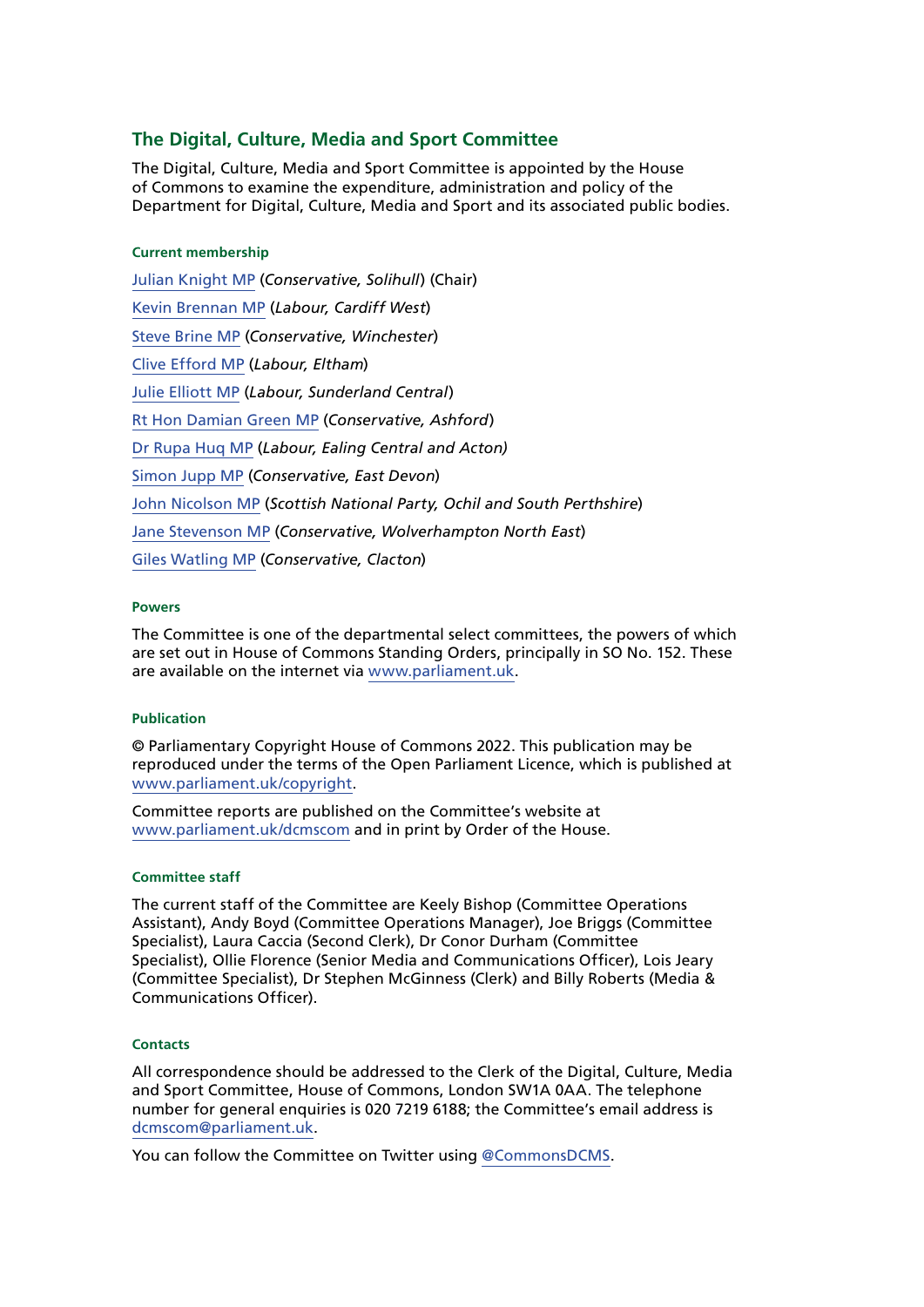## The Digital, Culture, Media and Sport Committee

The Digital, Culture, Media and Sport Committee is appointed by the House of Commons to examine the expenditure, administration and policy of the Department for Digital, Culture, Media and Sport and its associated public bodies.

#### Current membership

[Julian Knight MP](https://members.parliament.uk/member/4410/contact) (*Conservative, Solihull*) (Chair)

[Kevin Brennan MP](https://members.parliament.uk/member/1400/contact) (*Labour, Cardiff West*)

[Steve Brine MP](https://members.parliament.uk/member/4067/contact) (*Conservative, Winchester*)

[Clive Efford MP](https://members.parliament.uk/member/165/contact) (*Labour, Eltham*)

[Julie Elliott MP](https://members.parliament.uk/member/4127/contact) (*Labour, Sunderland Central*)

[Rt Hon Damian Green MP](https://members.parliament.uk/member/76/contact) (*Conservative, Ashford*)

[Dr Rupa Huq MP](https://members.parliament.uk/member/4511/contact) (*Labour, Ealing Central and Acton)*

[Simon Jupp MP](https://members.parliament.uk/member/4862/contact) (*Conservative, East Devon*)

[John Nicolson MP](https://members.parliament.uk/member/4415/contact) (*Scottish National Party, Ochil and South Perthshire*)

[Jane Stevenson MP](https://members.parliament.uk/member/4750/contact) (*Conservative, Wolverhampton North East*)

[Giles Watling MP](https://members.parliament.uk/member/4677/contact) (*Conservative, Clacton*)

#### Powers

The Committee is one of the departmental select committees, the powers of which are set out in House of Commons Standing Orders, principally in SO No. 152. These are available on the internet via [www.parliament.uk](https://www.parliament.uk).

#### Publication

© Parliamentary Copyright House of Commons 2022. This publication may be reproduced under the terms of the Open Parliament Licence, which is published at [www.parliament.uk/copyright](https://www.parliament.uk/copyright).

Committee reports are published on the Committee's website at [www.parliament.uk/dcmscom](https://www.parliament.uk/dcmscom) and in print by Order of the House.

#### Committee staff

The current staff of the Committee are Keely Bishop (Committee Operations Assistant), Andy Boyd (Committee Operations Manager), Joe Briggs (Committee Specialist), Laura Caccia (Second Clerk), Dr Conor Durham (Committee Specialist), Ollie Florence (Senior Media and Communications Officer), Lois Jeary (Committee Specialist), Dr Stephen McGinness (Clerk) and Billy Roberts (Media & Communications Officer).

#### Contacts

All correspondence should be addressed to the Clerk of the Digital, Culture, Media and Sport Committee, House of Commons, London SW1A 0AA. The telephone number for general enquiries is 020 7219 6188; the Committee's email address is [dcmscom@parliament.uk](mailto:dcmscom@parliament.uk).

You can follow the Committee on Twitter using [@CommonsDCMS](https://twitter.com/CommonsDCMS).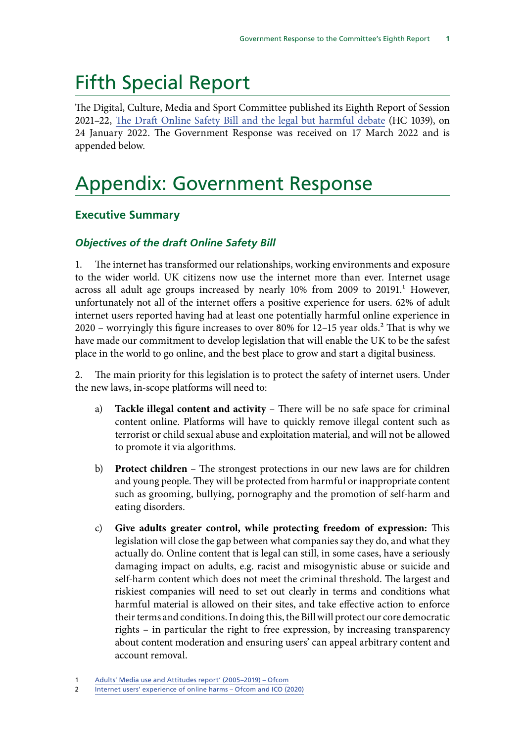# Fifth Special Report

The Digital, Culture, Media and Sport Committee published its Eighth Report of Session 2021–22, [The Draft Online Safety Bill and the legal but harmful debate](#) (HC 1039), on 24 January 2022. The Government Response was received on 17 March 2022 and is appended below.

# Appendix: Government Response

## Executive Summary

### *Objectives of the draft Online Safety Bill*

1. The internet has transformed our relationships, working environments and exposure to the wider world. UK citizens now use the internet more than ever. Internet usage across all adult age groups increased by nearly 10% from 2009 to 2019.[1] However, unfortunately not all of the internet offers a positive experience for users. 62% of adult internet users reported having had at least one potentially harmful online experience in 2020 – worryingly this figure increases to over 80% for 12–15 year olds.[2] That is why we have made our commitment to develop legislation that will enable the UK to be the safest place in the world to go online, and the best place to grow and start a digital business.

2. The main priority for this legislation is to protect the safety of internet users. Under the new laws, in-scope platforms will need to:

a) **Tackle illegal content and activity** – There will be no safe space for criminal content online. Platforms will have to quickly remove illegal content such as terrorist or child sexual abuse and exploitation material, and will not be allowed to promote it via algorithms.

b) **Protect children** – The strongest protections in our new laws are for children and young people. They will be protected from harmful or inappropriate content such as grooming, bullying, pornography and the promotion of self-harm and eating disorders.

c) **Give adults greater control, while protecting freedom of expression:** This legislation will close the gap between what companies say they do, and what they actually do. Online content that is legal can still, in some cases, have a seriously damaging impact on adults, e.g. racist and misogynistic abuse or suicide and self-harm content which does not meet the criminal threshold. The largest and riskiest companies will need to set out clearly in terms and conditions what harmful material is allowed on their sites, and take effective action to enforce their terms and conditions. In doing this, the Bill will protect our core democratic rights – in particular the right to free expression, by increasing transparency about content moderation and ensuring users' can appeal arbitrary content and account removal.

---

1 Adults' Media use and Attitudes report' (2005–2019) – Ofcom

2 Internet users' experience of online harms – Ofcom and ICO (2020)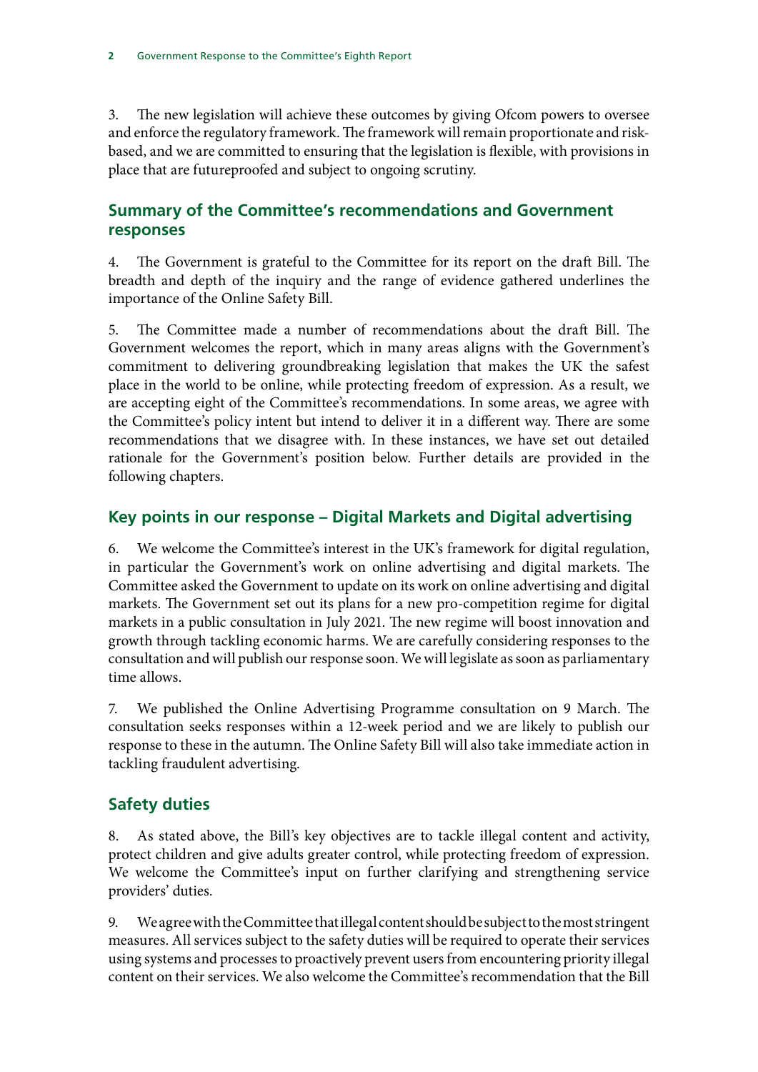3. The new legislation will achieve these outcomes by giving Ofcom powers to oversee and enforce the regulatory framework. The framework will remain proportionate and risk-based, and we are committed to ensuring that the legislation is flexible, with provisions in place that are futureproofed and subject to ongoing scrutiny.

## Summary of the Committee's recommendations and Government responses

4. The Government is grateful to the Committee for its report on the draft Bill. The breadth and depth of the inquiry and the range of evidence gathered underlines the importance of the Online Safety Bill.

5. The Committee made a number of recommendations about the draft Bill. The Government welcomes the report, which in many areas aligns with the Government's commitment to delivering groundbreaking legislation that makes the UK the safest place in the world to be online, while protecting freedom of expression. As a result, we are accepting eight of the Committee's recommendations. In some areas, we agree with the Committee's policy intent but intend to deliver it in a different way. There are some recommendations that we disagree with. In these instances, we have set out detailed rationale for the Government's position below. Further details are provided in the following chapters.

## Key points in our response – Digital Markets and Digital advertising

6. We welcome the Committee's interest in the UK's framework for digital regulation, in particular the Government's work on online advertising and digital markets. The Committee asked the Government to update on its work on online advertising and digital markets. The Government set out its plans for a new pro-competition regime for digital markets in a public consultation in July 2021. The new regime will boost innovation and growth through tackling economic harms. We are carefully considering responses to the consultation and will publish our response soon. We will legislate as soon as parliamentary time allows.

7. We published the Online Advertising Programme consultation on 9 March. The consultation seeks responses within a 12-week period and we are likely to publish our response to these in the autumn. The Online Safety Bill will also take immediate action in tackling fraudulent advertising.

## Safety duties

8. As stated above, the Bill's key objectives are to tackle illegal content and activity, protect children and give adults greater control, while protecting freedom of expression. We welcome the Committee's input on further clarifying and strengthening service providers' duties.

9. We agree with the Committee that illegal content should be subject to the most stringent measures. All services subject to the safety duties will be required to operate their services using systems and processes to proactively prevent users from encountering priority illegal content on their services. We also welcome the Committee's recommendation that the Bill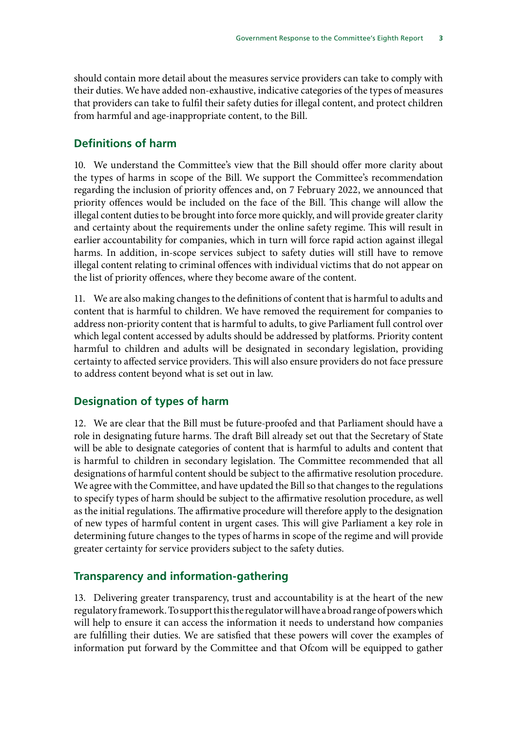should contain more detail about the measures service providers can take to comply with their duties. We have added non-exhaustive, indicative categories of the types of measures that providers can take to fulfil their safety duties for illegal content, and protect children from harmful and age-inappropriate content, to the Bill.

## Definitions of harm

10. We understand the Committee's view that the Bill should offer more clarity about the types of harms in scope of the Bill. We support the Committee's recommendation regarding the inclusion of priority offences and, on 7 February 2022, we announced that priority offences would be included on the face of the Bill. This change will allow the illegal content duties to be brought into force more quickly, and will provide greater clarity and certainty about the requirements under the online safety regime. This will result in earlier accountability for companies, which in turn will force rapid action against illegal harms. In addition, in-scope services subject to safety duties will still have to remove illegal content relating to criminal offences with individual victims that do not appear on the list of priority offences, where they become aware of the content.

11. We are also making changes to the definitions of content that is harmful to adults and content that is harmful to children. We have removed the requirement for companies to address non-priority content that is harmful to adults, to give Parliament full control over which legal content accessed by adults should be addressed by platforms. Priority content harmful to children and adults will be designated in secondary legislation, providing certainty to affected service providers. This will also ensure providers do not face pressure to address content beyond what is set out in law.

## Designation of types of harm

12. We are clear that the Bill must be future-proofed and that Parliament should have a role in designating future harms. The draft Bill already set out that the Secretary of State will be able to designate categories of content that is harmful to adults and content that is harmful to children in secondary legislation. The Committee recommended that all designations of harmful content should be subject to the affirmative resolution procedure. We agree with the Committee, and have updated the Bill so that changes to the regulations to specify types of harm should be subject to the affirmative resolution procedure, as well as the initial regulations. The affirmative procedure will therefore apply to the designation of new types of harmful content in urgent cases. This will give Parliament a key role in determining future changes to the types of harms in scope of the regime and will provide greater certainty for service providers subject to the safety duties.

## Transparency and information-gathering

13. Delivering greater transparency, trust and accountability is at the heart of the new regulatory framework. To support this the regulator will have a broad range of powers which will help to ensure it can access the information it needs to understand how companies are fulfilling their duties. We are satisfied that these powers will cover the examples of information put forward by the Committee and that Ofcom will be equipped to gather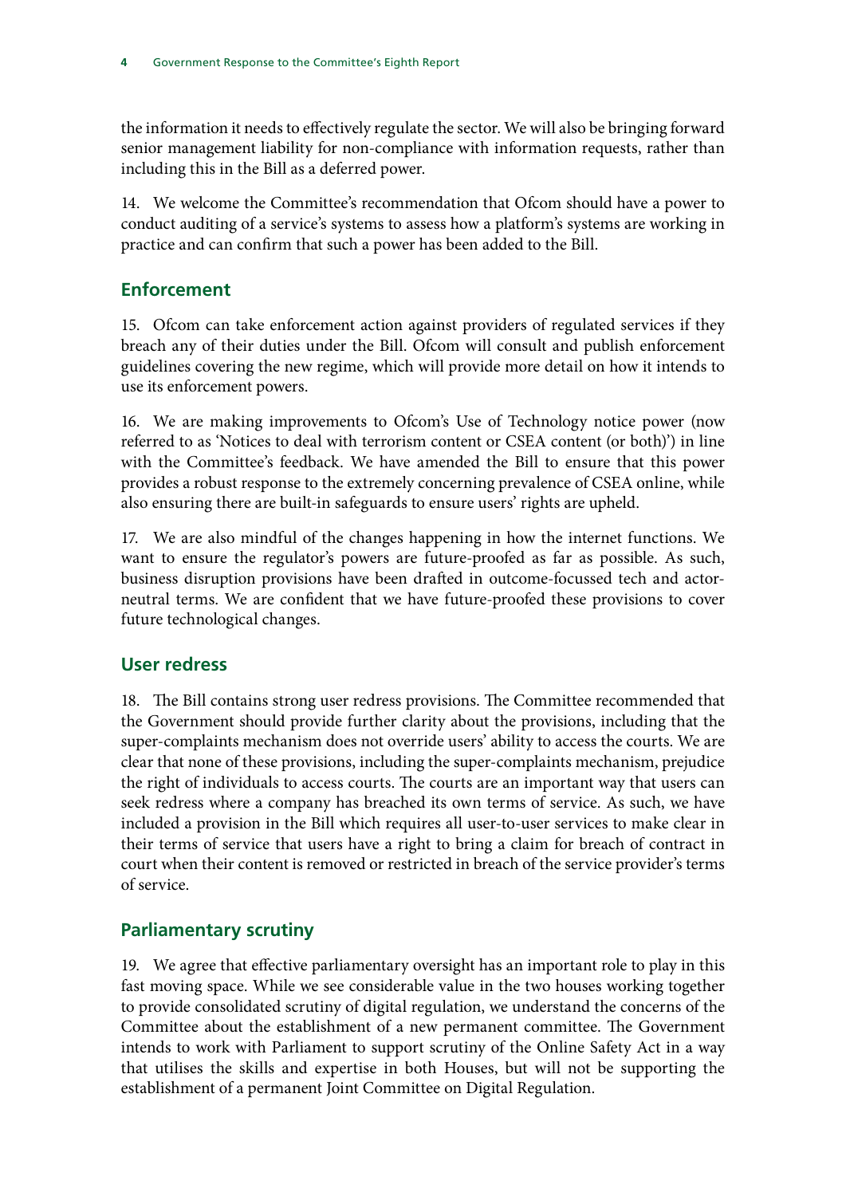the information it needs to effectively regulate the sector. We will also be bringing forward senior management liability for non-compliance with information requests, rather than including this in the Bill as a deferred power.

14. We welcome the Committee's recommendation that Ofcom should have a power to conduct auditing of a service's systems to assess how a platform's systems are working in practice and can confirm that such a power has been added to the Bill.

## Enforcement

15. Ofcom can take enforcement action against providers of regulated services if they breach any of their duties under the Bill. Ofcom will consult and publish enforcement guidelines covering the new regime, which will provide more detail on how it intends to use its enforcement powers.

16. We are making improvements to Ofcom's Use of Technology notice power (now referred to as 'Notices to deal with terrorism content or CSEA content (or both)') in line with the Committee's feedback. We have amended the Bill to ensure that this power provides a robust response to the extremely concerning prevalence of CSEA online, while also ensuring there are built-in safeguards to ensure users' rights are upheld.

17. We are also mindful of the changes happening in how the internet functions. We want to ensure the regulator's powers are future-proofed as far as possible. As such, business disruption provisions have been drafted in outcome-focussed tech and actor-neutral terms. We are confident that we have future-proofed these provisions to cover future technological changes.

## User redress

18. The Bill contains strong user redress provisions. The Committee recommended that the Government should provide further clarity about the provisions, including that the super-complaints mechanism does not override users' ability to access the courts. We are clear that none of these provisions, including the super-complaints mechanism, prejudice the right of individuals to access courts. The courts are an important way that users can seek redress where a company has breached its own terms of service. As such, we have included a provision in the Bill which requires all user-to-user services to make clear in their terms of service that users have a right to bring a claim for breach of contract in court when their content is removed or restricted in breach of the service provider's terms of service.

## Parliamentary scrutiny

19. We agree that effective parliamentary oversight has an important role to play in this fast moving space. While we see considerable value in the two houses working together to provide consolidated scrutiny of digital regulation, we understand the concerns of the Committee about the establishment of a new permanent committee. The Government intends to work with Parliament to support scrutiny of the Online Safety Act in a way that utilises the skills and expertise in both Houses, but will not be supporting the establishment of a permanent Joint Committee on Digital Regulation.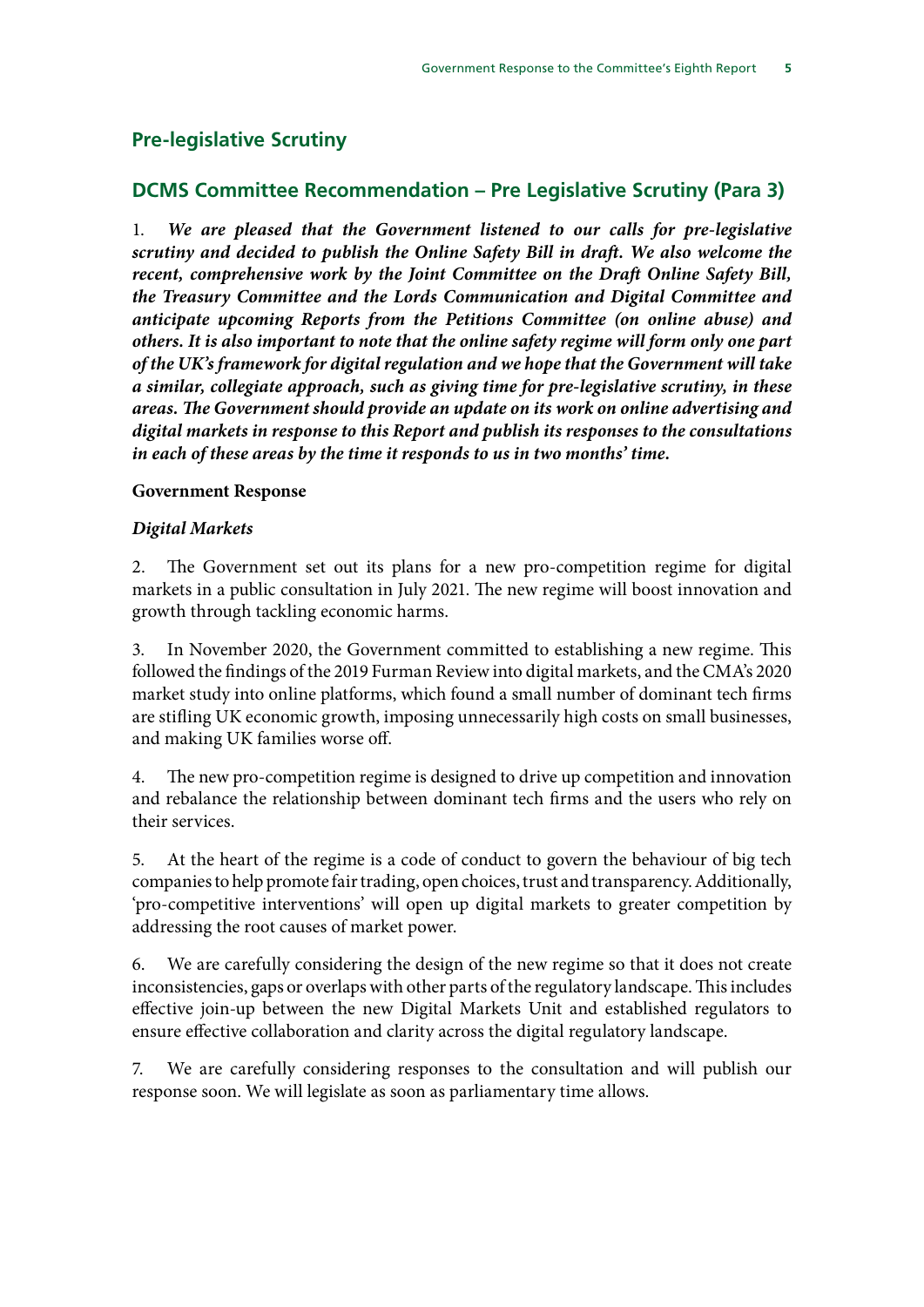## Pre-legislative Scrutiny

## DCMS Committee Recommendation – Pre Legislative Scrutiny (Para 3)

1. ***We are pleased that the Government listened to our calls for pre-legislative scrutiny and decided to publish the Online Safety Bill in draft. We also welcome the recent, comprehensive work by the Joint Committee on the Draft Online Safety Bill, the Treasury Committee and the Lords Communication and Digital Committee and anticipate upcoming Reports from the Petitions Committee (on online abuse) and others. It is also important to note that the online safety regime will form only one part of the UK's framework for digital regulation and we hope that the Government will take a similar, collegiate approach, such as giving time for pre-legislative scrutiny, in these areas. The Government should provide an update on its work on online advertising and digital markets in response to this Report and publish its responses to the consultations in each of these areas by the time it responds to us in two months' time.***

**Government Response**

***Digital Markets***

2. The Government set out its plans for a new pro-competition regime for digital markets in a public consultation in July 2021. The new regime will boost innovation and growth through tackling economic harms.

3. In November 2020, the Government committed to establishing a new regime. This followed the findings of the 2019 Furman Review into digital markets, and the CMA's 2020 market study into online platforms, which found a small number of dominant tech firms are stifling UK economic growth, imposing unnecessarily high costs on small businesses, and making UK families worse off.

4. The new pro-competition regime is designed to drive up competition and innovation and rebalance the relationship between dominant tech firms and the users who rely on their services.

5. At the heart of the regime is a code of conduct to govern the behaviour of big tech companies to help promote fair trading, open choices, trust and transparency. Additionally, 'pro-competitive interventions' will open up digital markets to greater competition by addressing the root causes of market power.

6. We are carefully considering the design of the new regime so that it does not create inconsistencies, gaps or overlaps with other parts of the regulatory landscape. This includes effective join-up between the new Digital Markets Unit and established regulators to ensure effective collaboration and clarity across the digital regulatory landscape.

7. We are carefully considering responses to the consultation and will publish our response soon. We will legislate as soon as parliamentary time allows.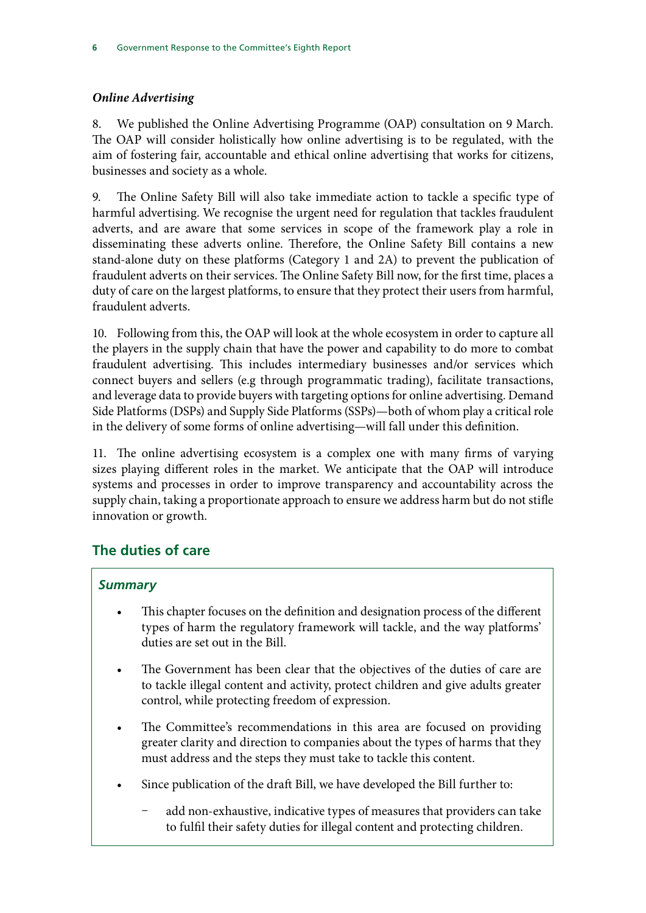### *Online Advertising*

8. We published the Online Advertising Programme (OAP) consultation on 9 March. The OAP will consider holistically how online advertising is to be regulated, with the aim of fostering fair, accountable and ethical online advertising that works for citizens, businesses and society as a whole.

9. The Online Safety Bill will also take immediate action to tackle a specific type of harmful advertising. We recognise the urgent need for regulation that tackles fraudulent adverts, and are aware that some services in scope of the framework play a role in disseminating these adverts online. Therefore, the Online Safety Bill contains a new stand-alone duty on these platforms (Category 1 and 2A) to prevent the publication of fraudulent adverts on their services. The Online Safety Bill now, for the first time, places a duty of care on the largest platforms, to ensure that they protect their users from harmful, fraudulent adverts.

10. Following from this, the OAP will look at the whole ecosystem in order to capture all the players in the supply chain that have the power and capability to do more to combat fraudulent advertising. This includes intermediary businesses and/or services which connect buyers and sellers (e.g through programmatic trading), facilitate transactions, and leverage data to provide buyers with targeting options for online advertising. Demand Side Platforms (DSPs) and Supply Side Platforms (SSPs)—both of whom play a critical role in the delivery of some forms of online advertising—will fall under this definition.

11. The online advertising ecosystem is a complex one with many firms of varying sizes playing different roles in the market. We anticipate that the OAP will introduce systems and processes in order to improve transparency and accountability across the supply chain, taking a proportionate approach to ensure we address harm but do not stifle innovation or growth.

## The duties of care

### *Summary*

- This chapter focuses on the definition and designation process of the different types of harm the regulatory framework will tackle, and the way platforms' duties are set out in the Bill.
- The Government has been clear that the objectives of the duties of care are to tackle illegal content and activity, protect children and give adults greater control, while protecting freedom of expression.
- The Committee's recommendations in this area are focused on providing greater clarity and direction to companies about the types of harms that they must address and the steps they must take to tackle this content.
- Since publication of the draft Bill, we have developed the Bill further to:
  - add non-exhaustive, indicative types of measures that providers can take to fulfil their safety duties for illegal content and protecting children.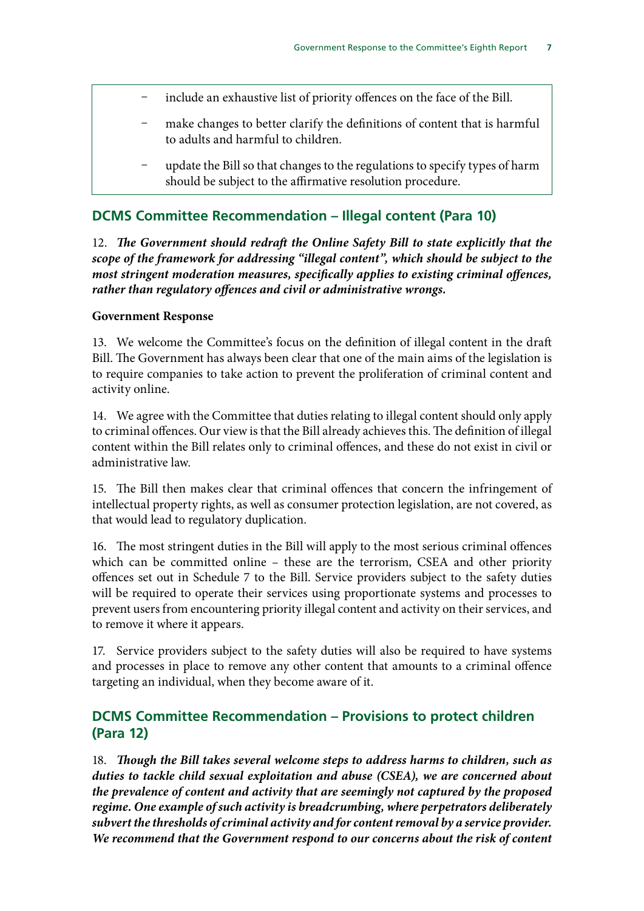- include an exhaustive list of priority offences on the face of the Bill.
- make changes to better clarify the definitions of content that is harmful to adults and harmful to children.
- update the Bill so that changes to the regulations to specify types of harm should be subject to the affirmative resolution procedure.

## DCMS Committee Recommendation – Illegal content (Para 10)

12. ***The Government should redraft the Online Safety Bill to state explicitly that the scope of the framework for addressing "illegal content", which should be subject to the most stringent moderation measures, specifically applies to existing criminal offences, rather than regulatory offences and civil or administrative wrongs.***

**Government Response**

13. We welcome the Committee's focus on the definition of illegal content in the draft Bill. The Government has always been clear that one of the main aims of the legislation is to require companies to take action to prevent the proliferation of criminal content and activity online.

14. We agree with the Committee that duties relating to illegal content should only apply to criminal offences. Our view is that the Bill already achieves this. The definition of illegal content within the Bill relates only to criminal offences, and these do not exist in civil or administrative law.

15. The Bill then makes clear that criminal offences that concern the infringement of intellectual property rights, as well as consumer protection legislation, are not covered, as that would lead to regulatory duplication.

16. The most stringent duties in the Bill will apply to the most serious criminal offences which can be committed online – these are the terrorism, CSEA and other priority offences set out in Schedule 7 to the Bill. Service providers subject to the safety duties will be required to operate their services using proportionate systems and processes to prevent users from encountering priority illegal content and activity on their services, and to remove it where it appears.

17. Service providers subject to the safety duties will also be required to have systems and processes in place to remove any other content that amounts to a criminal offence targeting an individual, when they become aware of it.

## DCMS Committee Recommendation – Provisions to protect children (Para 12)

18. ***Though the Bill takes several welcome steps to address harms to children, such as duties to tackle child sexual exploitation and abuse (CSEA), we are concerned about the prevalence of content and activity that are seemingly not captured by the proposed regime. One example of such activity is breadcrumbing, where perpetrators deliberately subvert the thresholds of criminal activity and for content removal by a service provider. We recommend that the Government respond to our concerns about the risk of content***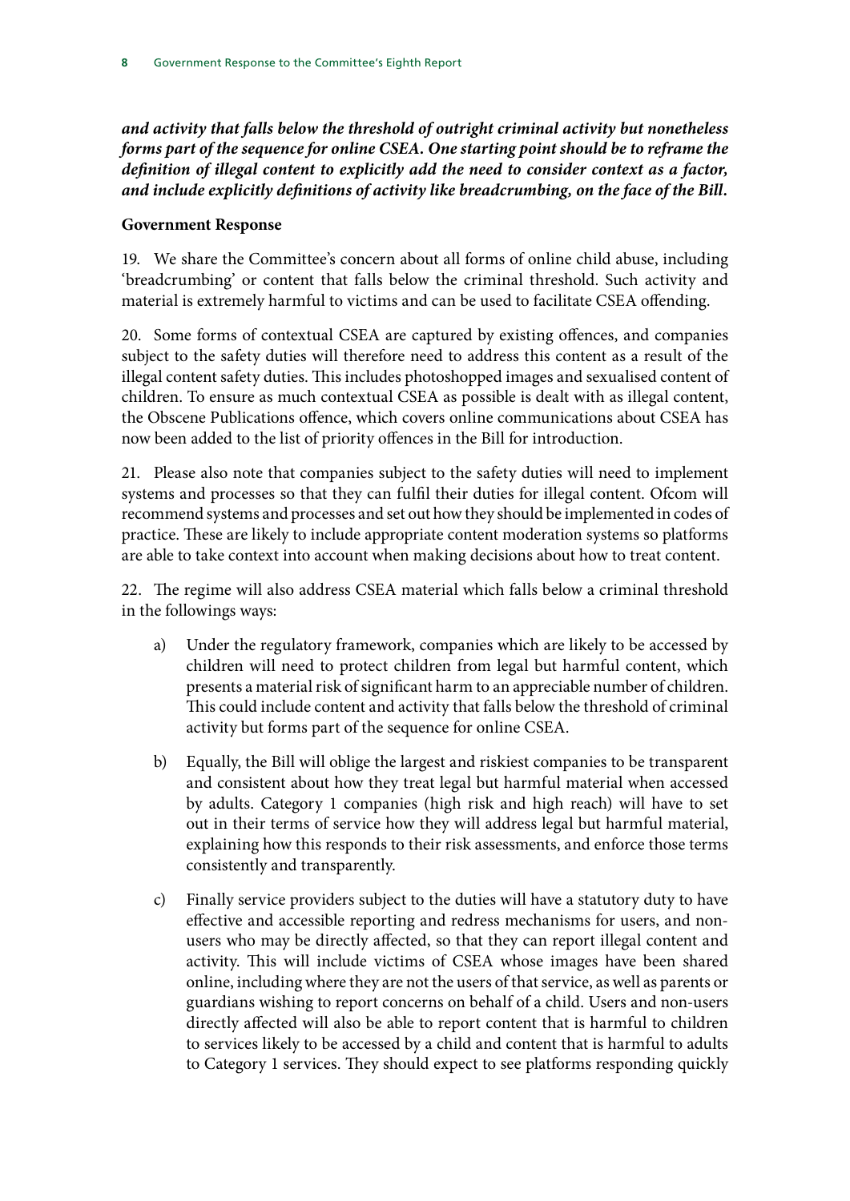***and activity that falls below the threshold of outright criminal activity but nonetheless forms part of the sequence for online CSEA. One starting point should be to reframe the definition of illegal content to explicitly add the need to consider context as a factor, and include explicitly definitions of activity like breadcrumbing, on the face of the Bill.***

**Government Response**

19. We share the Committee's concern about all forms of online child abuse, including 'breadcrumbing' or content that falls below the criminal threshold. Such activity and material is extremely harmful to victims and can be used to facilitate CSEA offending.

20. Some forms of contextual CSEA are captured by existing offences, and companies subject to the safety duties will therefore need to address this content as a result of the illegal content safety duties. This includes photoshopped images and sexualised content of children. To ensure as much contextual CSEA as possible is dealt with as illegal content, the Obscene Publications offence, which covers online communications about CSEA has now been added to the list of priority offences in the Bill for introduction.

21. Please also note that companies subject to the safety duties will need to implement systems and processes so that they can fulfil their duties for illegal content. Ofcom will recommend systems and processes and set out how they should be implemented in codes of practice. These are likely to include appropriate content moderation systems so platforms are able to take context into account when making decisions about how to treat content.

22. The regime will also address CSEA material which falls below a criminal threshold in the followings ways:

a) Under the regulatory framework, companies which are likely to be accessed by children will need to protect children from legal but harmful content, which presents a material risk of significant harm to an appreciable number of children. This could include content and activity that falls below the threshold of criminal activity but forms part of the sequence for online CSEA.

b) Equally, the Bill will oblige the largest and riskiest companies to be transparent and consistent about how they treat legal but harmful material when accessed by adults. Category 1 companies (high risk and high reach) will have to set out in their terms of service how they will address legal but harmful material, explaining how this responds to their risk assessments, and enforce those terms consistently and transparently.

c) Finally service providers subject to the duties will have a statutory duty to have effective and accessible reporting and redress mechanisms for users, and non-users who may be directly affected, so that they can report illegal content and activity. This will include victims of CSEA whose images have been shared online, including where they are not the users of that service, as well as parents or guardians wishing to report concerns on behalf of a child. Users and non-users directly affected will also be able to report content that is harmful to children to services likely to be accessed by a child and content that is harmful to adults to Category 1 services. They should expect to see platforms responding quickly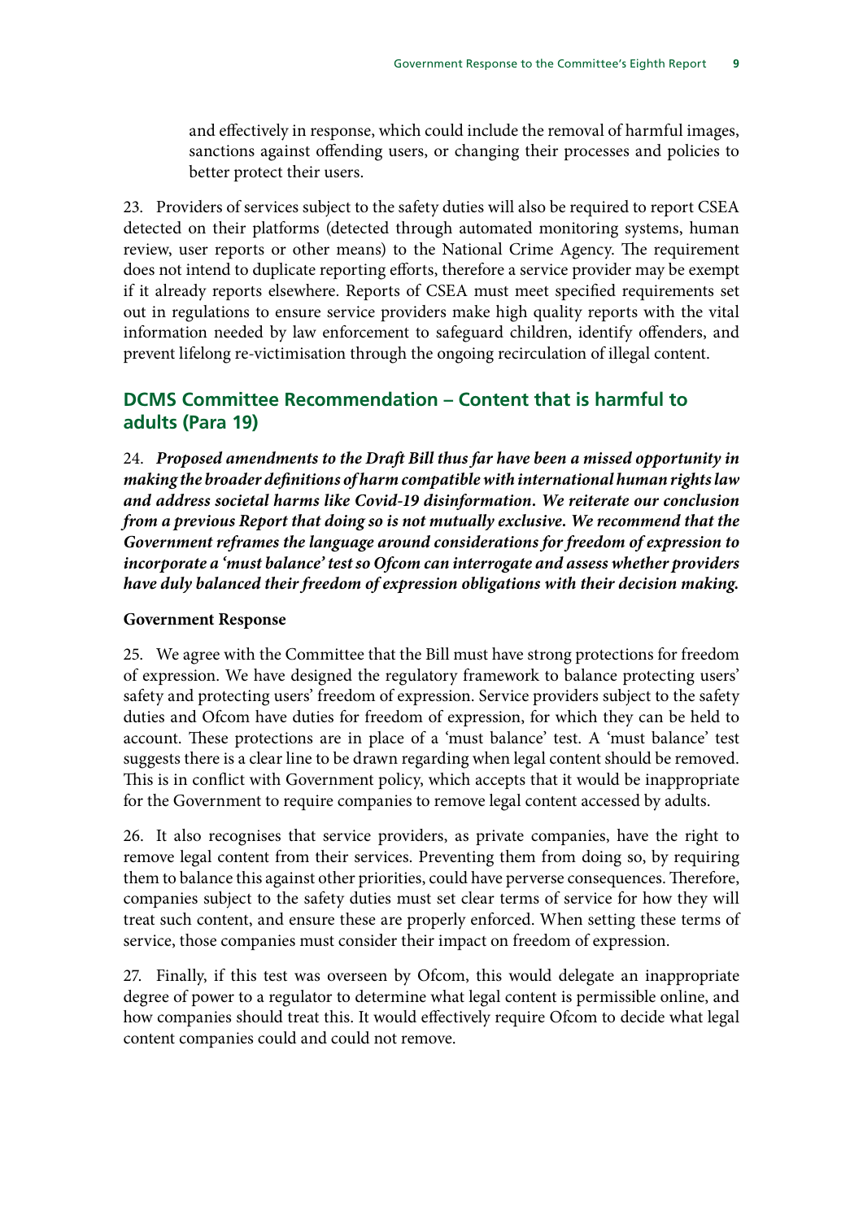and effectively in response, which could include the removal of harmful images, sanctions against offending users, or changing their processes and policies to better protect their users.

23. Providers of services subject to the safety duties will also be required to report CSEA detected on their platforms (detected through automated monitoring systems, human review, user reports or other means) to the National Crime Agency. The requirement does not intend to duplicate reporting efforts, therefore a service provider may be exempt if it already reports elsewhere. Reports of CSEA must meet specified requirements set out in regulations to ensure service providers make high quality reports with the vital information needed by law enforcement to safeguard children, identify offenders, and prevent lifelong re-victimisation through the ongoing recirculation of illegal content.

## DCMS Committee Recommendation – Content that is harmful to adults (Para 19)

24. ***Proposed amendments to the Draft Bill thus far have been a missed opportunity in making the broader definitions of harm compatible with international human rights law and address societal harms like Covid-19 disinformation. We reiterate our conclusion from a previous Report that doing so is not mutually exclusive. We recommend that the Government reframes the language around considerations for freedom of expression to incorporate a 'must balance' test so Ofcom can interrogate and assess whether providers have duly balanced their freedom of expression obligations with their decision making.***

**Government Response**

25. We agree with the Committee that the Bill must have strong protections for freedom of expression. We have designed the regulatory framework to balance protecting users' safety and protecting users' freedom of expression. Service providers subject to the safety duties and Ofcom have duties for freedom of expression, for which they can be held to account. These protections are in place of a 'must balance' test. A 'must balance' test suggests there is a clear line to be drawn regarding when legal content should be removed. This is in conflict with Government policy, which accepts that it would be inappropriate for the Government to require companies to remove legal content accessed by adults.

26. It also recognises that service providers, as private companies, have the right to remove legal content from their services. Preventing them from doing so, by requiring them to balance this against other priorities, could have perverse consequences. Therefore, companies subject to the safety duties must set clear terms of service for how they will treat such content, and ensure these are properly enforced. When setting these terms of service, those companies must consider their impact on freedom of expression.

27. Finally, if this test was overseen by Ofcom, this would delegate an inappropriate degree of power to a regulator to determine what legal content is permissible online, and how companies should treat this. It would effectively require Ofcom to decide what legal content companies could and could not remove.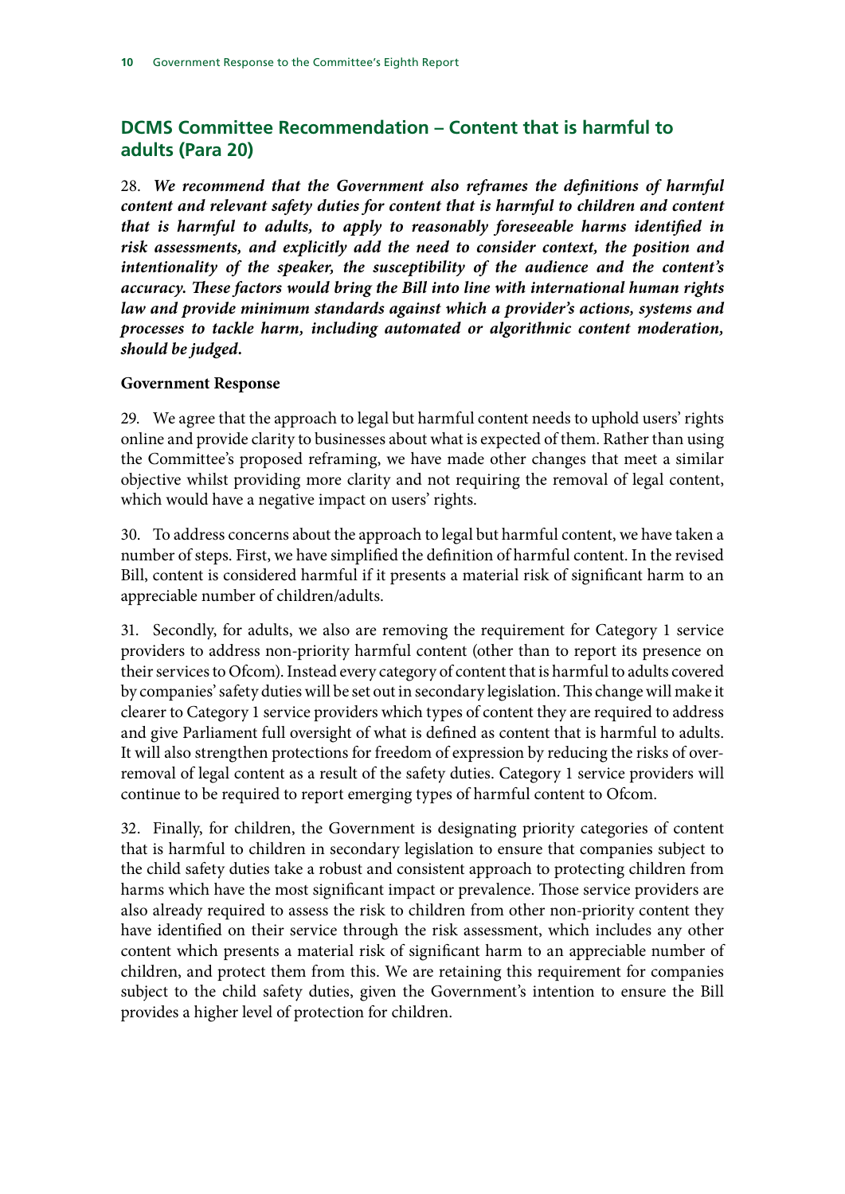## DCMS Committee Recommendation – Content that is harmful to adults (Para 20)

28. ***We recommend that the Government also reframes the definitions of harmful content and relevant safety duties for content that is harmful to children and content that is harmful to adults, to apply to reasonably foreseeable harms identified in risk assessments, and explicitly add the need to consider context, the position and intentionality of the speaker, the susceptibility of the audience and the content's accuracy. These factors would bring the Bill into line with international human rights law and provide minimum standards against which a provider's actions, systems and processes to tackle harm, including automated or algorithmic content moderation, should be judged.***

**Government Response**

29. We agree that the approach to legal but harmful content needs to uphold users' rights online and provide clarity to businesses about what is expected of them. Rather than using the Committee's proposed reframing, we have made other changes that meet a similar objective whilst providing more clarity and not requiring the removal of legal content, which would have a negative impact on users' rights.

30. To address concerns about the approach to legal but harmful content, we have taken a number of steps. First, we have simplified the definition of harmful content. In the revised Bill, content is considered harmful if it presents a material risk of significant harm to an appreciable number of children/adults.

31. Secondly, for adults, we also are removing the requirement for Category 1 service providers to address non-priority harmful content (other than to report its presence on their services to Ofcom). Instead every category of content that is harmful to adults covered by companies' safety duties will be set out in secondary legislation. This change will make it clearer to Category 1 service providers which types of content they are required to address and give Parliament full oversight of what is defined as content that is harmful to adults. It will also strengthen protections for freedom of expression by reducing the risks of over-removal of legal content as a result of the safety duties. Category 1 service providers will continue to be required to report emerging types of harmful content to Ofcom.

32. Finally, for children, the Government is designating priority categories of content that is harmful to children in secondary legislation to ensure that companies subject to the child safety duties take a robust and consistent approach to protecting children from harms which have the most significant impact or prevalence. Those service providers are also already required to assess the risk to children from other non-priority content they have identified on their service through the risk assessment, which includes any other content which presents a material risk of significant harm to an appreciable number of children, and protect them from this. We are retaining this requirement for companies subject to the child safety duties, given the Government's intention to ensure the Bill provides a higher level of protection for children.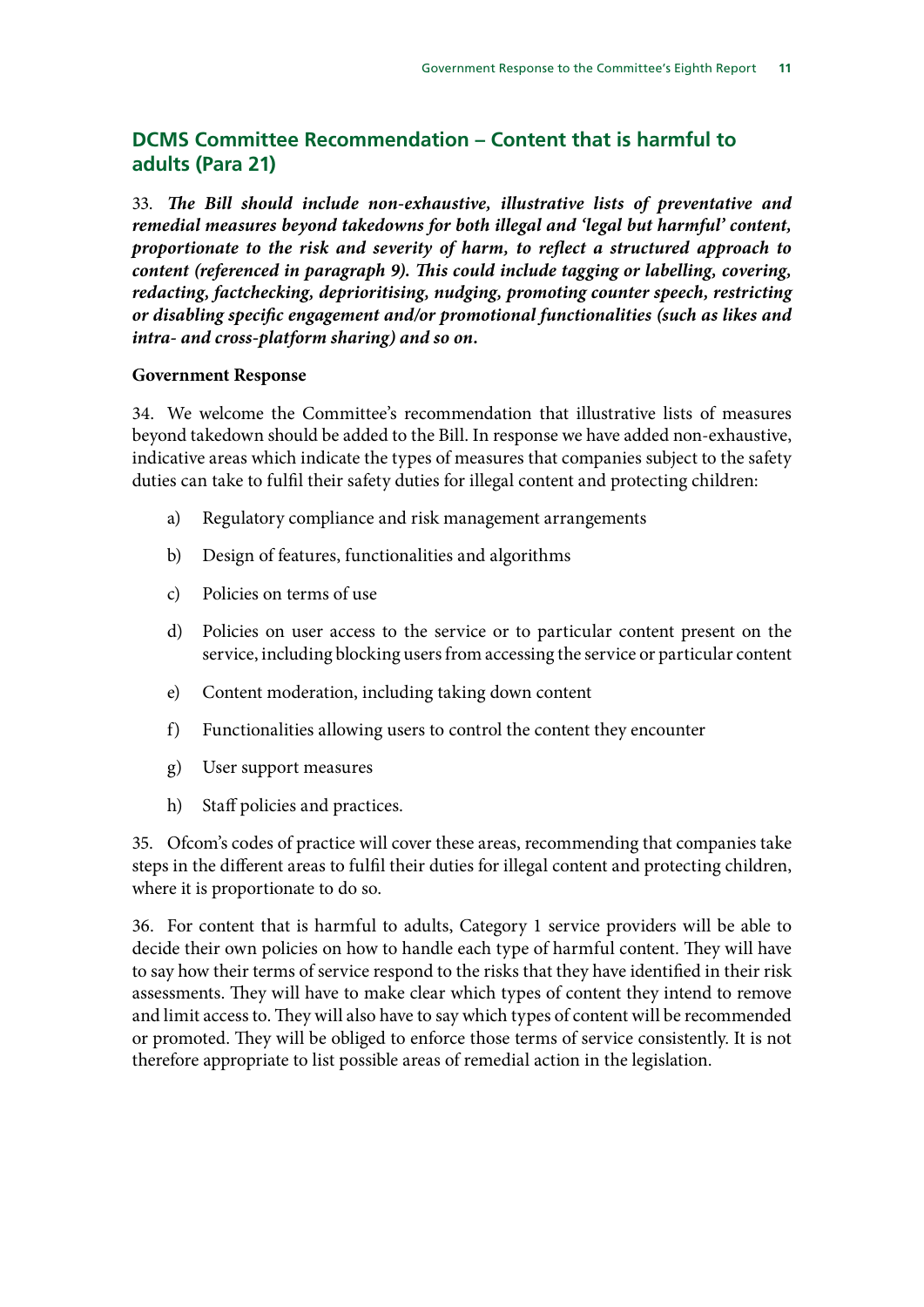## DCMS Committee Recommendation – Content that is harmful to adults (Para 21)

33. ***The Bill should include non-exhaustive, illustrative lists of preventative and remedial measures beyond takedowns for both illegal and 'legal but harmful' content, proportionate to the risk and severity of harm, to reflect a structured approach to content (referenced in paragraph 9). This could include tagging or labelling, covering, redacting, factchecking, deprioritising, nudging, promoting counter speech, restricting or disabling specific engagement and/or promotional functionalities (such as likes and intra- and cross-platform sharing) and so on.***

**Government Response**

34. We welcome the Committee's recommendation that illustrative lists of measures beyond takedown should be added to the Bill. In response we have added non-exhaustive, indicative areas which indicate the types of measures that companies subject to the safety duties can take to fulfil their safety duties for illegal content and protecting children:

a) Regulatory compliance and risk management arrangements

b) Design of features, functionalities and algorithms

c) Policies on terms of use

d) Policies on user access to the service or to particular content present on the service, including blocking users from accessing the service or particular content

e) Content moderation, including taking down content

f) Functionalities allowing users to control the content they encounter

g) User support measures

h) Staff policies and practices.

35. Ofcom's codes of practice will cover these areas, recommending that companies take steps in the different areas to fulfil their duties for illegal content and protecting children, where it is proportionate to do so.

36. For content that is harmful to adults, Category 1 service providers will be able to decide their own policies on how to handle each type of harmful content. They will have to say how their terms of service respond to the risks that they have identified in their risk assessments. They will have to make clear which types of content they intend to remove and limit access to. They will also have to say which types of content will be recommended or promoted. They will be obliged to enforce those terms of service consistently. It is not therefore appropriate to list possible areas of remedial action in the legislation.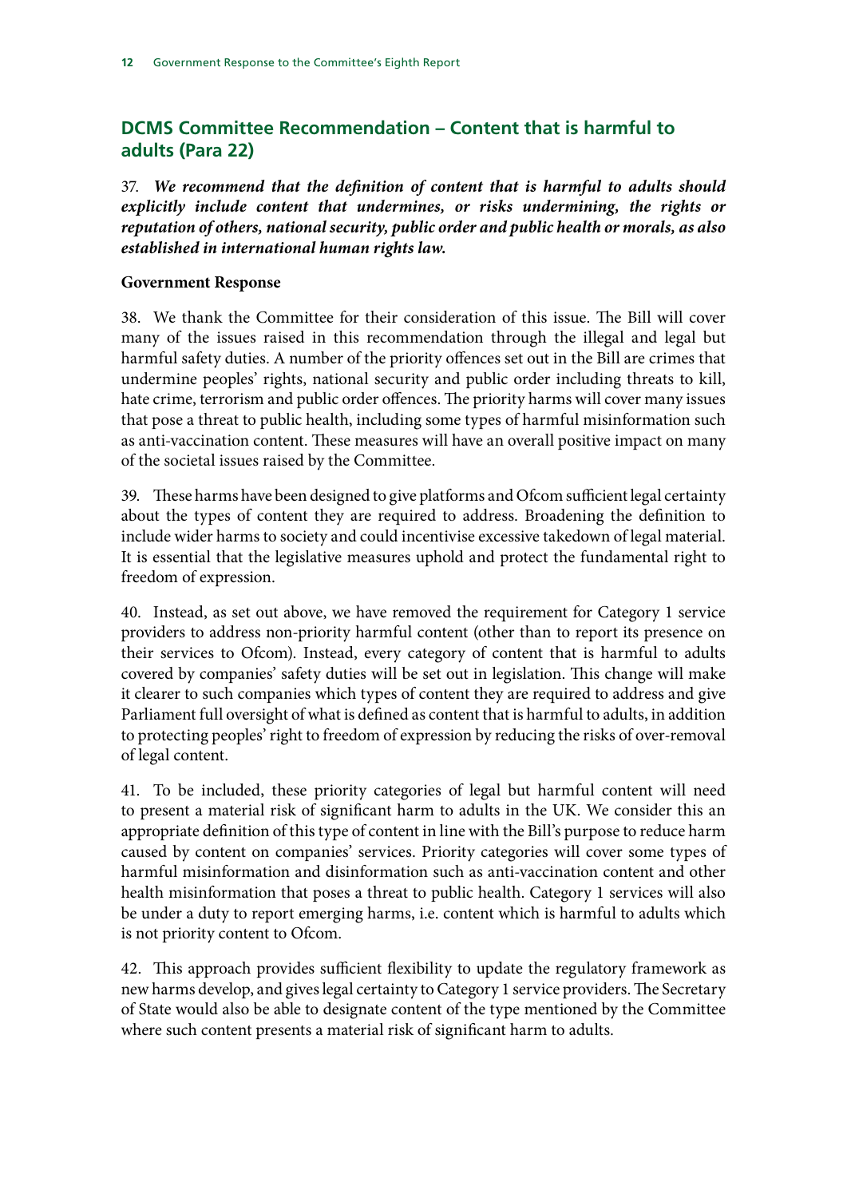## DCMS Committee Recommendation – Content that is harmful to adults (Para 22)

37. ***We recommend that the definition of content that is harmful to adults should explicitly include content that undermines, or risks undermining, the rights or reputation of others, national security, public order and public health or morals, as also established in international human rights law.***

**Government Response**

38. We thank the Committee for their consideration of this issue. The Bill will cover many of the issues raised in this recommendation through the illegal and legal but harmful safety duties. A number of the priority offences set out in the Bill are crimes that undermine peoples' rights, national security and public order including threats to kill, hate crime, terrorism and public order offences. The priority harms will cover many issues that pose a threat to public health, including some types of harmful misinformation such as anti-vaccination content. These measures will have an overall positive impact on many of the societal issues raised by the Committee.

39. These harms have been designed to give platforms and Ofcom sufficient legal certainty about the types of content they are required to address. Broadening the definition to include wider harms to society and could incentivise excessive takedown of legal material. It is essential that the legislative measures uphold and protect the fundamental right to freedom of expression.

40. Instead, as set out above, we have removed the requirement for Category 1 service providers to address non-priority harmful content (other than to report its presence on their services to Ofcom). Instead, every category of content that is harmful to adults covered by companies' safety duties will be set out in legislation. This change will make it clearer to such companies which types of content they are required to address and give Parliament full oversight of what is defined as content that is harmful to adults, in addition to protecting peoples' right to freedom of expression by reducing the risks of over-removal of legal content.

41. To be included, these priority categories of legal but harmful content will need to present a material risk of significant harm to adults in the UK. We consider this an appropriate definition of this type of content in line with the Bill's purpose to reduce harm caused by content on companies' services. Priority categories will cover some types of harmful misinformation and disinformation such as anti-vaccination content and other health misinformation that poses a threat to public health. Category 1 services will also be under a duty to report emerging harms, i.e. content which is harmful to adults which is not priority content to Ofcom.

42. This approach provides sufficient flexibility to update the regulatory framework as new harms develop, and gives legal certainty to Category 1 service providers. The Secretary of State would also be able to designate content of the type mentioned by the Committee where such content presents a material risk of significant harm to adults.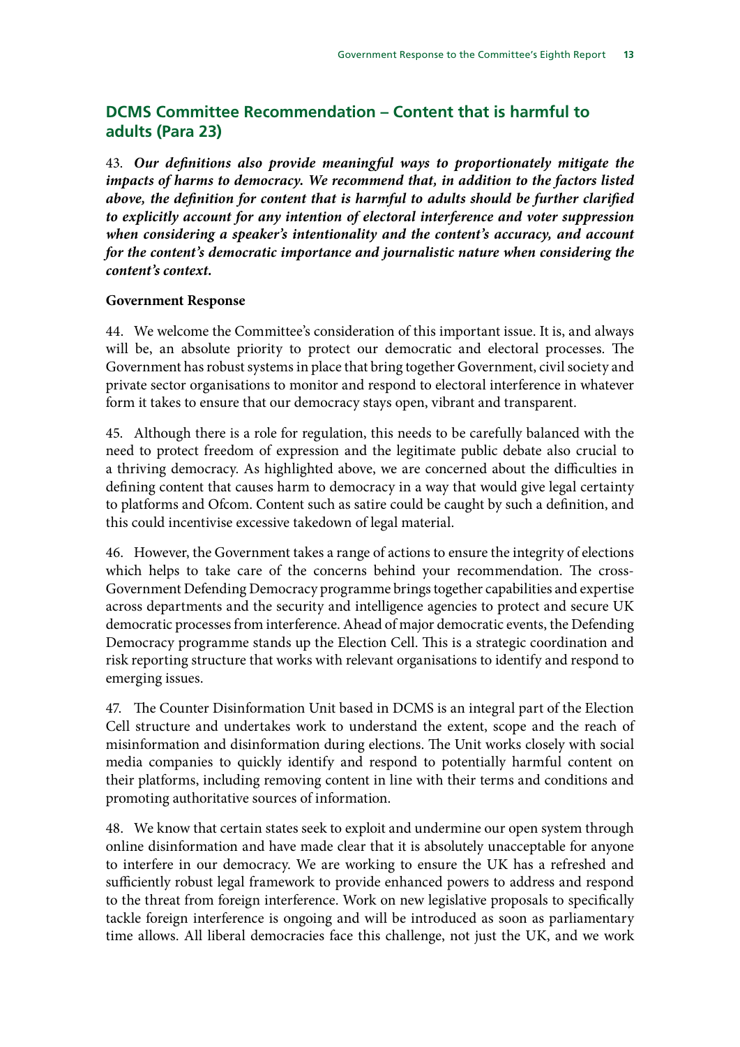## DCMS Committee Recommendation – Content that is harmful to adults (Para 23)

43. ***Our definitions also provide meaningful ways to proportionately mitigate the impacts of harms to democracy. We recommend that, in addition to the factors listed above, the definition for content that is harmful to adults should be further clarified to explicitly account for any intention of electoral interference and voter suppression when considering a speaker's intentionality and the content's accuracy, and account for the content's democratic importance and journalistic nature when considering the content's context.***

**Government Response**

44. We welcome the Committee's consideration of this important issue. It is, and always will be, an absolute priority to protect our democratic and electoral processes. The Government has robust systems in place that bring together Government, civil society and private sector organisations to monitor and respond to electoral interference in whatever form it takes to ensure that our democracy stays open, vibrant and transparent.

45. Although there is a role for regulation, this needs to be carefully balanced with the need to protect freedom of expression and the legitimate public debate also crucial to a thriving democracy. As highlighted above, we are concerned about the difficulties in defining content that causes harm to democracy in a way that would give legal certainty to platforms and Ofcom. Content such as satire could be caught by such a definition, and this could incentivise excessive takedown of legal material.

46. However, the Government takes a range of actions to ensure the integrity of elections which helps to take care of the concerns behind your recommendation. The cross-Government Defending Democracy programme brings together capabilities and expertise across departments and the security and intelligence agencies to protect and secure UK democratic processes from interference. Ahead of major democratic events, the Defending Democracy programme stands up the Election Cell. This is a strategic coordination and risk reporting structure that works with relevant organisations to identify and respond to emerging issues.

47. The Counter Disinformation Unit based in DCMS is an integral part of the Election Cell structure and undertakes work to understand the extent, scope and the reach of misinformation and disinformation during elections. The Unit works closely with social media companies to quickly identify and respond to potentially harmful content on their platforms, including removing content in line with their terms and conditions and promoting authoritative sources of information.

48. We know that certain states seek to exploit and undermine our open system through online disinformation and have made clear that it is absolutely unacceptable for anyone to interfere in our democracy. We are working to ensure the UK has a refreshed and sufficiently robust legal framework to provide enhanced powers to address and respond to the threat from foreign interference. Work on new legislative proposals to specifically tackle foreign interference is ongoing and will be introduced as soon as parliamentary time allows. All liberal democracies face this challenge, not just the UK, and we work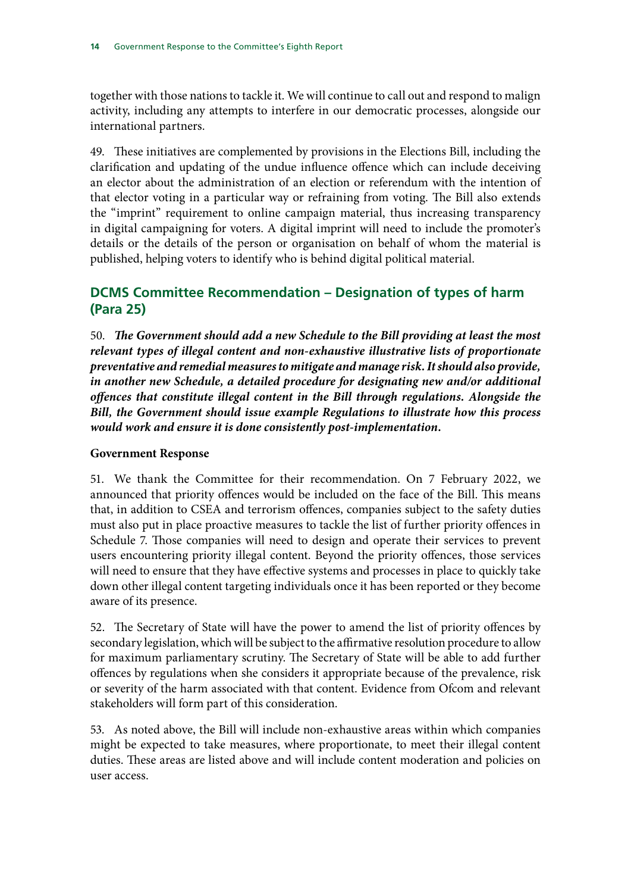together with those nations to tackle it. We will continue to call out and respond to malign activity, including any attempts to interfere in our democratic processes, alongside our international partners.

49. These initiatives are complemented by provisions in the Elections Bill, including the clarification and updating of the undue influence offence which can include deceiving an elector about the administration of an election or referendum with the intention of that elector voting in a particular way or refraining from voting. The Bill also extends the "imprint" requirement to online campaign material, thus increasing transparency in digital campaigning for voters. A digital imprint will need to include the promoter's details or the details of the person or organisation on behalf of whom the material is published, helping voters to identify who is behind digital political material.

## DCMS Committee Recommendation – Designation of types of harm (Para 25)

50. ***The Government should add a new Schedule to the Bill providing at least the most relevant types of illegal content and non-exhaustive illustrative lists of proportionate preventative and remedial measures to mitigate and manage risk. It should also provide, in another new Schedule, a detailed procedure for designating new and/or additional offences that constitute illegal content in the Bill through regulations. Alongside the Bill, the Government should issue example Regulations to illustrate how this process would work and ensure it is done consistently post-implementation.***

**Government Response**

51. We thank the Committee for their recommendation. On 7 February 2022, we announced that priority offences would be included on the face of the Bill. This means that, in addition to CSEA and terrorism offences, companies subject to the safety duties must also put in place proactive measures to tackle the list of further priority offences in Schedule 7. Those companies will need to design and operate their services to prevent users encountering priority illegal content. Beyond the priority offences, those services will need to ensure that they have effective systems and processes in place to quickly take down other illegal content targeting individuals once it has been reported or they become aware of its presence.

52. The Secretary of State will have the power to amend the list of priority offences by secondary legislation, which will be subject to the affirmative resolution procedure to allow for maximum parliamentary scrutiny. The Secretary of State will be able to add further offences by regulations when she considers it appropriate because of the prevalence, risk or severity of the harm associated with that content. Evidence from Ofcom and relevant stakeholders will form part of this consideration.

53. As noted above, the Bill will include non-exhaustive areas within which companies might be expected to take measures, where proportionate, to meet their illegal content duties. These areas are listed above and will include content moderation and policies on user access.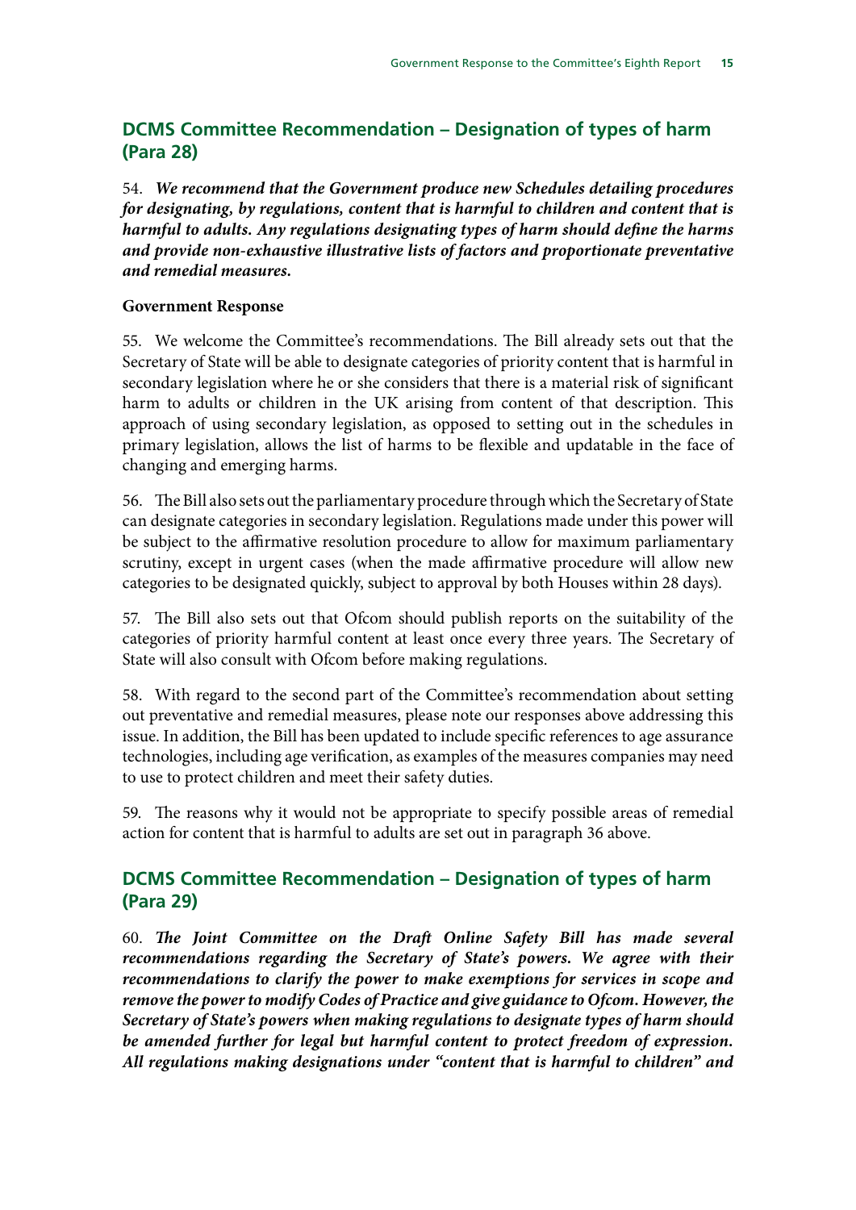## DCMS Committee Recommendation – Designation of types of harm (Para 28)

54. ***We recommend that the Government produce new Schedules detailing procedures for designating, by regulations, content that is harmful to children and content that is harmful to adults. Any regulations designating types of harm should define the harms and provide non-exhaustive illustrative lists of factors and proportionate preventative and remedial measures.***

**Government Response**

55. We welcome the Committee's recommendations. The Bill already sets out that the Secretary of State will be able to designate categories of priority content that is harmful in secondary legislation where he or she considers that there is a material risk of significant harm to adults or children in the UK arising from content of that description. This approach of using secondary legislation, as opposed to setting out in the schedules in primary legislation, allows the list of harms to be flexible and updatable in the face of changing and emerging harms.

56. The Bill also sets out the parliamentary procedure through which the Secretary of State can designate categories in secondary legislation. Regulations made under this power will be subject to the affirmative resolution procedure to allow for maximum parliamentary scrutiny, except in urgent cases (when the made affirmative procedure will allow new categories to be designated quickly, subject to approval by both Houses within 28 days).

57. The Bill also sets out that Ofcom should publish reports on the suitability of the categories of priority harmful content at least once every three years. The Secretary of State will also consult with Ofcom before making regulations.

58. With regard to the second part of the Committee's recommendation about setting out preventative and remedial measures, please note our responses above addressing this issue. In addition, the Bill has been updated to include specific references to age assurance technologies, including age verification, as examples of the measures companies may need to use to protect children and meet their safety duties.

59. The reasons why it would not be appropriate to specify possible areas of remedial action for content that is harmful to adults are set out in paragraph 36 above.

## DCMS Committee Recommendation – Designation of types of harm (Para 29)

60. ***The Joint Committee on the Draft Online Safety Bill has made several recommendations regarding the Secretary of State's powers. We agree with their recommendations to clarify the power to make exemptions for services in scope and remove the power to modify Codes of Practice and give guidance to Ofcom. However, the Secretary of State's powers when making regulations to designate types of harm should be amended further for legal but harmful content to protect freedom of expression. All regulations making designations under "content that is harmful to children" and***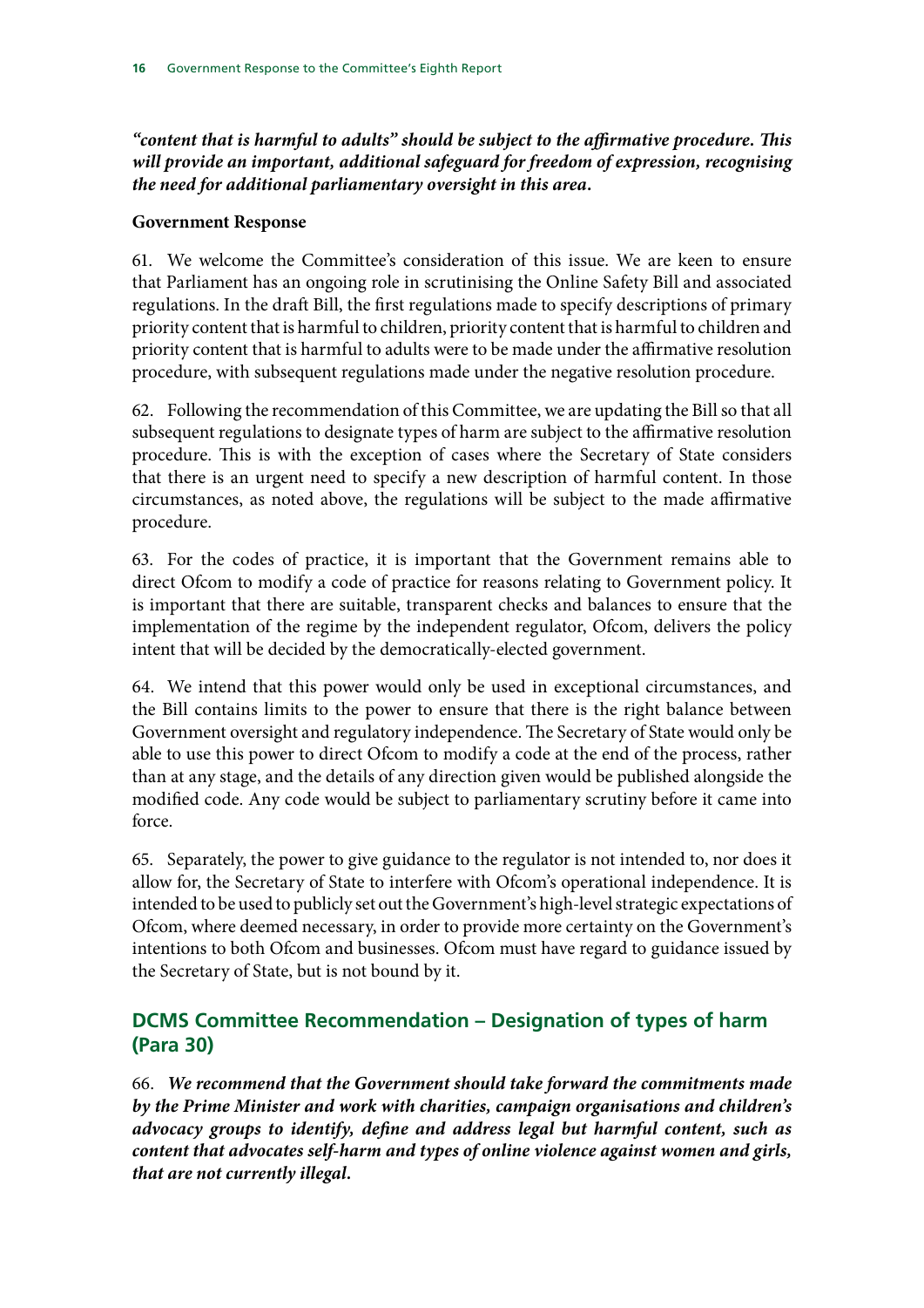***"content that is harmful to adults" should be subject to the affirmative procedure. This will provide an important, additional safeguard for freedom of expression, recognising the need for additional parliamentary oversight in this area.***

**Government Response**

61. We welcome the Committee's consideration of this issue. We are keen to ensure that Parliament has an ongoing role in scrutinising the Online Safety Bill and associated regulations. In the draft Bill, the first regulations made to specify descriptions of primary priority content that is harmful to children, priority content that is harmful to children and priority content that is harmful to adults were to be made under the affirmative resolution procedure, with subsequent regulations made under the negative resolution procedure.

62. Following the recommendation of this Committee, we are updating the Bill so that all subsequent regulations to designate types of harm are subject to the affirmative resolution procedure. This is with the exception of cases where the Secretary of State considers that there is an urgent need to specify a new description of harmful content. In those circumstances, as noted above, the regulations will be subject to the made affirmative procedure.

63. For the codes of practice, it is important that the Government remains able to direct Ofcom to modify a code of practice for reasons relating to Government policy. It is important that there are suitable, transparent checks and balances to ensure that the implementation of the regime by the independent regulator, Ofcom, delivers the policy intent that will be decided by the democratically-elected government.

64. We intend that this power would only be used in exceptional circumstances, and the Bill contains limits to the power to ensure that there is the right balance between Government oversight and regulatory independence. The Secretary of State would only be able to use this power to direct Ofcom to modify a code at the end of the process, rather than at any stage, and the details of any direction given would be published alongside the modified code. Any code would be subject to parliamentary scrutiny before it came into force.

65. Separately, the power to give guidance to the regulator is not intended to, nor does it allow for, the Secretary of State to interfere with Ofcom's operational independence. It is intended to be used to publicly set out the Government's high-level strategic expectations of Ofcom, where deemed necessary, in order to provide more certainty on the Government's intentions to both Ofcom and businesses. Ofcom must have regard to guidance issued by the Secretary of State, but is not bound by it.

## DCMS Committee Recommendation – Designation of types of harm (Para 30)

66. ***We recommend that the Government should take forward the commitments made by the Prime Minister and work with charities, campaign organisations and children's advocacy groups to identify, define and address legal but harmful content, such as content that advocates self-harm and types of online violence against women and girls, that are not currently illegal.***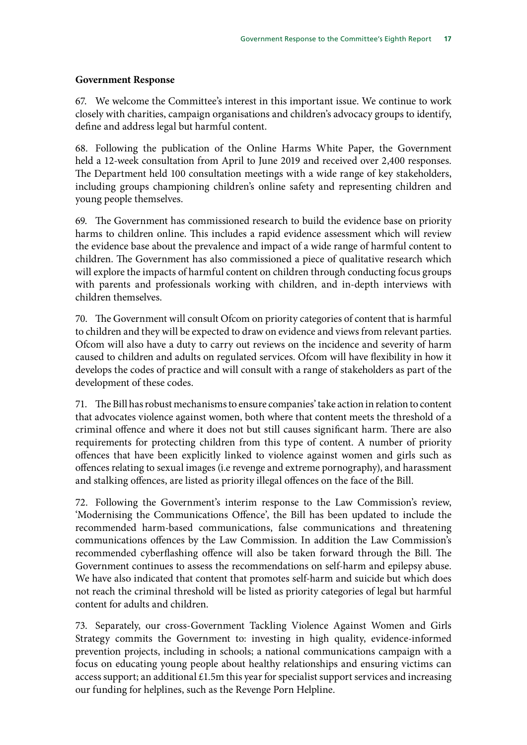**Government Response**

67. We welcome the Committee's interest in this important issue. We continue to work closely with charities, campaign organisations and children's advocacy groups to identify, define and address legal but harmful content.

68. Following the publication of the Online Harms White Paper, the Government held a 12-week consultation from April to June 2019 and received over 2,400 responses. The Department held 100 consultation meetings with a wide range of key stakeholders, including groups championing children's online safety and representing children and young people themselves.

69. The Government has commissioned research to build the evidence base on priority harms to children online. This includes a rapid evidence assessment which will review the evidence base about the prevalence and impact of a wide range of harmful content to children. The Government has also commissioned a piece of qualitative research which will explore the impacts of harmful content on children through conducting focus groups with parents and professionals working with children, and in-depth interviews with children themselves.

70. The Government will consult Ofcom on priority categories of content that is harmful to children and they will be expected to draw on evidence and views from relevant parties. Ofcom will also have a duty to carry out reviews on the incidence and severity of harm caused to children and adults on regulated services. Ofcom will have flexibility in how it develops the codes of practice and will consult with a range of stakeholders as part of the development of these codes.

71. The Bill has robust mechanisms to ensure companies' take action in relation to content that advocates violence against women, both where that content meets the threshold of a criminal offence and where it does not but still causes significant harm. There are also requirements for protecting children from this type of content. A number of priority offences that have been explicitly linked to violence against women and girls such as offences relating to sexual images (i.e revenge and extreme pornography), and harassment and stalking offences, are listed as priority illegal offences on the face of the Bill.

72. Following the Government's interim response to the Law Commission's review, 'Modernising the Communications Offence', the Bill has been updated to include the recommended harm-based communications, false communications and threatening communications offences by the Law Commission. In addition the Law Commission's recommended cyberflashing offence will also be taken forward through the Bill. The Government continues to assess the recommendations on self-harm and epilepsy abuse. We have also indicated that content that promotes self-harm and suicide but which does not reach the criminal threshold will be listed as priority categories of legal but harmful content for adults and children.

73. Separately, our cross-Government Tackling Violence Against Women and Girls Strategy commits the Government to: investing in high quality, evidence-informed prevention projects, including in schools; a national communications campaign with a focus on educating young people about healthy relationships and ensuring victims can access support; an additional £1.5m this year for specialist support services and increasing our funding for helplines, such as the Revenge Porn Helpline.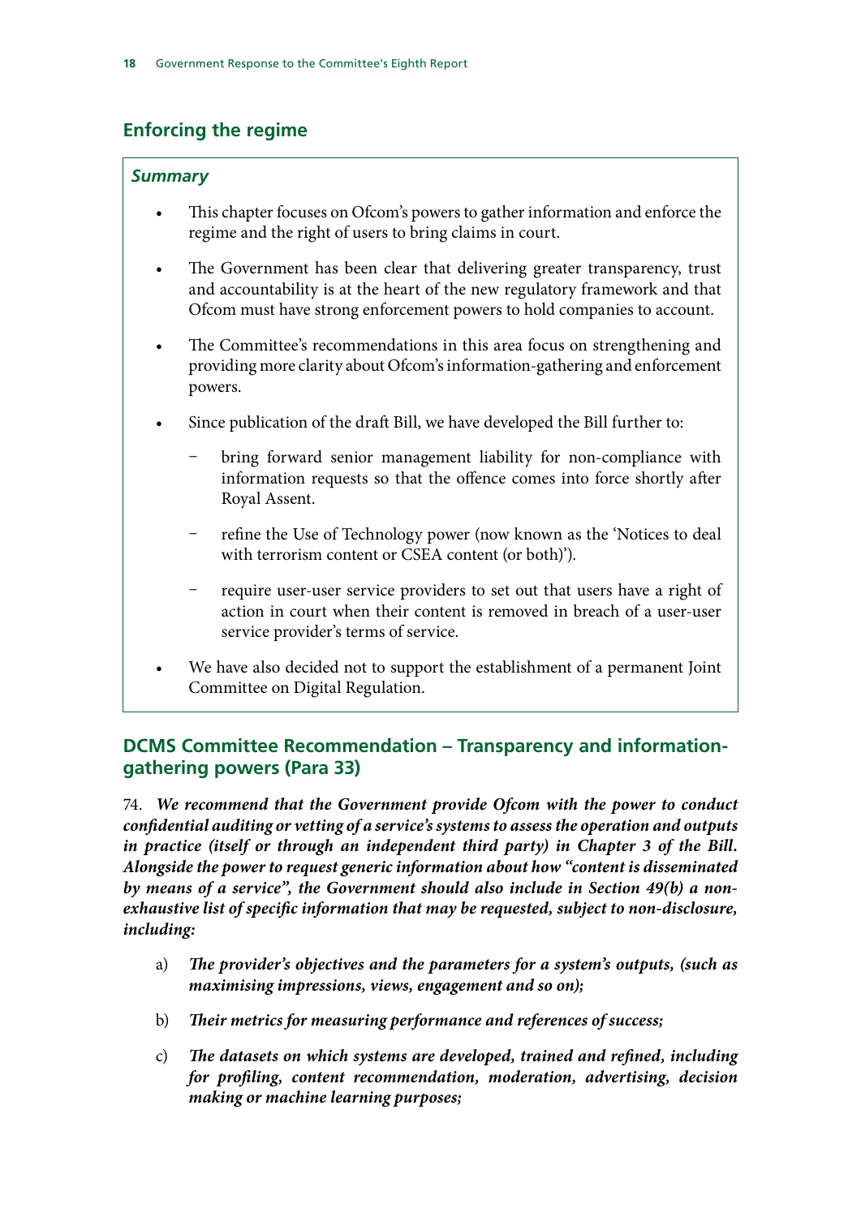## Enforcing the regime

### *Summary*

- This chapter focuses on Ofcom's powers to gather information and enforce the regime and the right of users to bring claims in court.
- The Government has been clear that delivering greater transparency, trust and accountability is at the heart of the new regulatory framework and that Ofcom must have strong enforcement powers to hold companies to account.
- The Committee's recommendations in this area focus on strengthening and providing more clarity about Ofcom's information-gathering and enforcement powers.
- Since publication of the draft Bill, we have developed the Bill further to:
  - bring forward senior management liability for non-compliance with information requests so that the offence comes into force shortly after Royal Assent.
  - refine the Use of Technology power (now known as the 'Notices to deal with terrorism content or CSEA content (or both)').
  - require user-user service providers to set out that users have a right of action in court when their content is removed in breach of a user-user service provider's terms of service.
- We have also decided not to support the establishment of a permanent Joint Committee on Digital Regulation.

### DCMS Committee Recommendation – Transparency and information-gathering powers (Para 33)

74. ***We recommend that the Government provide Ofcom with the power to conduct confidential auditing or vetting of a service's systems to assess the operation and outputs in practice (itself or through an independent third party) in Chapter 3 of the Bill. Alongside the power to request generic information about how "content is disseminated by means of a service", the Government should also include in Section 49(b) a non-exhaustive list of specific information that may be requested, subject to non-disclosure, including:***

a) ***The provider's objectives and the parameters for a system's outputs, (such as maximising impressions, views, engagement and so on);***

b) ***Their metrics for measuring performance and references of success;***

c) ***The datasets on which systems are developed, trained and refined, including for profiling, content recommendation, moderation, advertising, decision making or machine learning purposes;***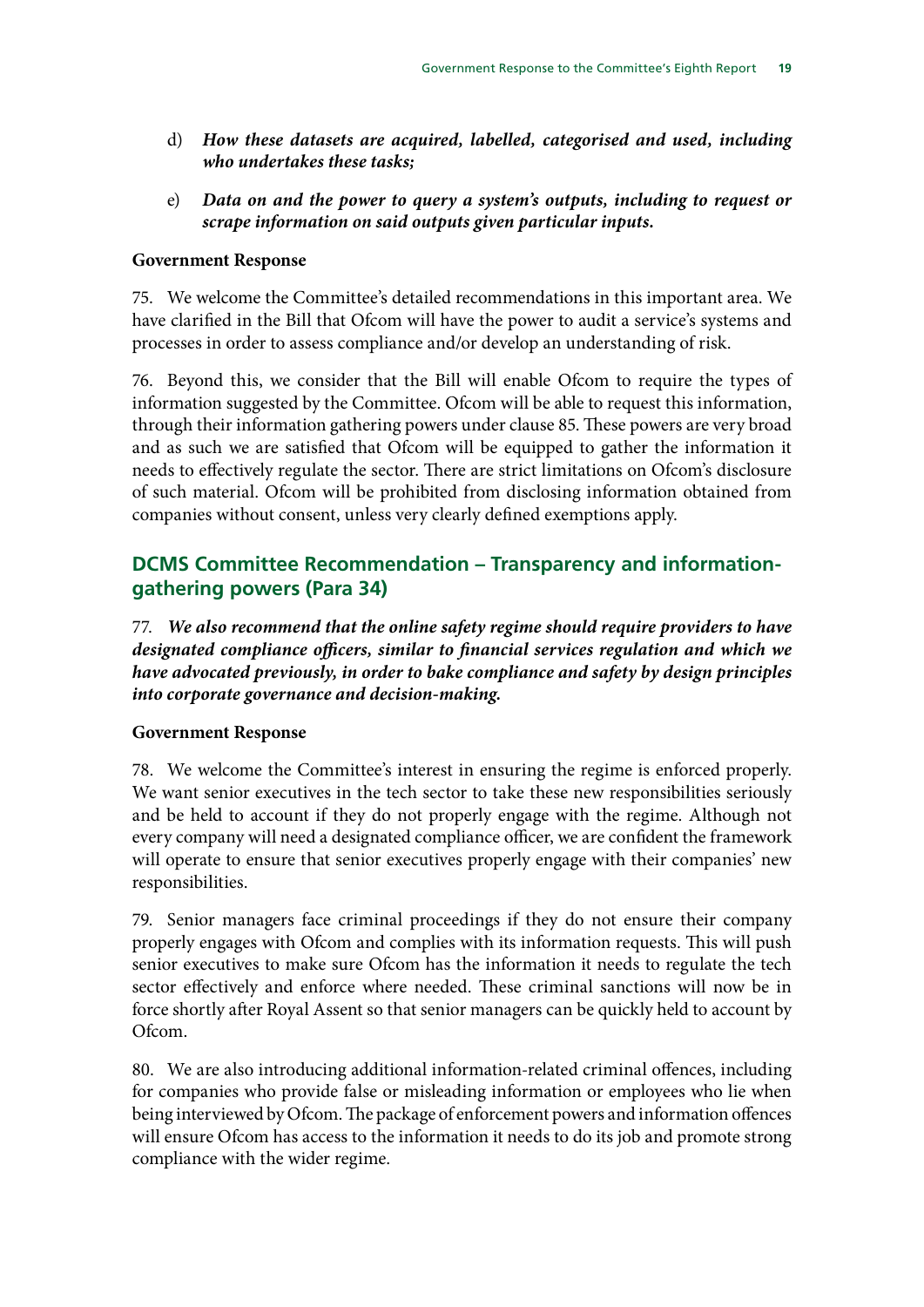d) ***How these datasets are acquired, labelled, categorised and used, including who undertakes these tasks;***

e) ***Data on and the power to query a system's outputs, including to request or scrape information on said outputs given particular inputs.***

**Government Response**

75. We welcome the Committee's detailed recommendations in this important area. We have clarified in the Bill that Ofcom will have the power to audit a service's systems and processes in order to assess compliance and/or develop an understanding of risk.

76. Beyond this, we consider that the Bill will enable Ofcom to require the types of information suggested by the Committee. Ofcom will be able to request this information, through their information gathering powers under clause 85. These powers are very broad and as such we are satisfied that Ofcom will be equipped to gather the information it needs to effectively regulate the sector. There are strict limitations on Ofcom's disclosure of such material. Ofcom will be prohibited from disclosing information obtained from companies without consent, unless very clearly defined exemptions apply.

## DCMS Committee Recommendation – Transparency and information-gathering powers (Para 34)

77. ***We also recommend that the online safety regime should require providers to have designated compliance officers, similar to financial services regulation and which we have advocated previously, in order to bake compliance and safety by design principles into corporate governance and decision-making.***

**Government Response**

78. We welcome the Committee's interest in ensuring the regime is enforced properly. We want senior executives in the tech sector to take these new responsibilities seriously and be held to account if they do not properly engage with the regime. Although not every company will need a designated compliance officer, we are confident the framework will operate to ensure that senior executives properly engage with their companies' new responsibilities.

79. Senior managers face criminal proceedings if they do not ensure their company properly engages with Ofcom and complies with its information requests. This will push senior executives to make sure Ofcom has the information it needs to regulate the tech sector effectively and enforce where needed. These criminal sanctions will now be in force shortly after Royal Assent so that senior managers can be quickly held to account by Ofcom.

80. We are also introducing additional information-related criminal offences, including for companies who provide false or misleading information or employees who lie when being interviewed by Ofcom. The package of enforcement powers and information offences will ensure Ofcom has access to the information it needs to do its job and promote strong compliance with the wider regime.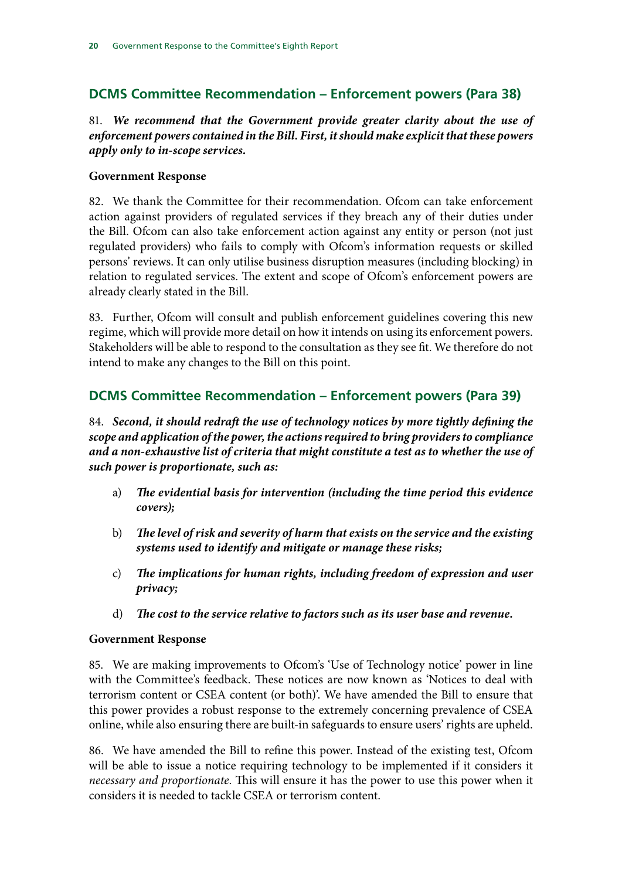## DCMS Committee Recommendation – Enforcement powers (Para 38)

81. ***We recommend that the Government provide greater clarity about the use of enforcement powers contained in the Bill. First, it should make explicit that these powers apply only to in-scope services.***

**Government Response**

82. We thank the Committee for their recommendation. Ofcom can take enforcement action against providers of regulated services if they breach any of their duties under the Bill. Ofcom can also take enforcement action against any entity or person (not just regulated providers) who fails to comply with Ofcom's information requests or skilled persons' reviews. It can only utilise business disruption measures (including blocking) in relation to regulated services. The extent and scope of Ofcom's enforcement powers are already clearly stated in the Bill.

83. Further, Ofcom will consult and publish enforcement guidelines covering this new regime, which will provide more detail on how it intends on using its enforcement powers. Stakeholders will be able to respond to the consultation as they see fit. We therefore do not intend to make any changes to the Bill on this point.

## DCMS Committee Recommendation – Enforcement powers (Para 39)

84. ***Second, it should redraft the use of technology notices by more tightly defining the scope and application of the power, the actions required to bring providers to compliance and a non-exhaustive list of criteria that might constitute a test as to whether the use of such power is proportionate, such as:***

a) ***The evidential basis for intervention (including the time period this evidence covers);***

b) ***The level of risk and severity of harm that exists on the service and the existing systems used to identify and mitigate or manage these risks;***

c) ***The implications for human rights, including freedom of expression and user privacy;***

d) ***The cost to the service relative to factors such as its user base and revenue.***

**Government Response**

85. We are making improvements to Ofcom's 'Use of Technology notice' power in line with the Committee's feedback. These notices are now known as 'Notices to deal with terrorism content or CSEA content (or both)'. We have amended the Bill to ensure that this power provides a robust response to the extremely concerning prevalence of CSEA online, while also ensuring there are built-in safeguards to ensure users' rights are upheld.

86. We have amended the Bill to refine this power. Instead of the existing test, Ofcom will be able to issue a notice requiring technology to be implemented if it considers it *necessary and proportionate*. This will ensure it has the power to use this power when it considers it is needed to tackle CSEA or terrorism content.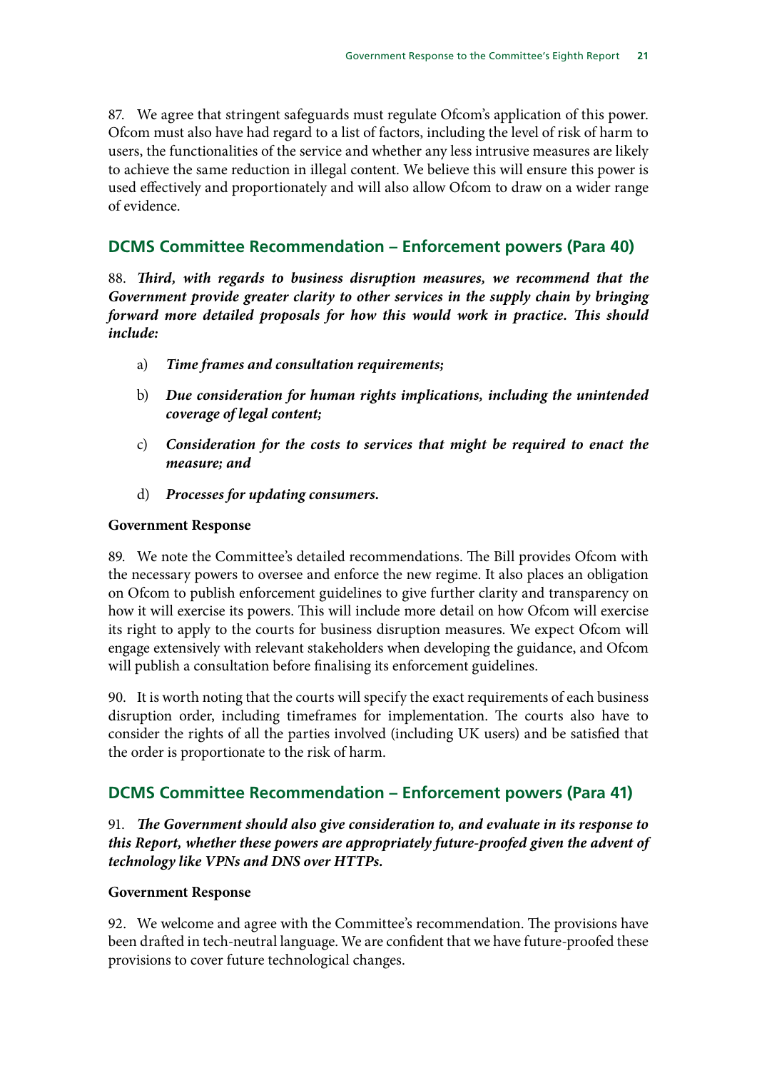87. We agree that stringent safeguards must regulate Ofcom's application of this power. Ofcom must also have had regard to a list of factors, including the level of risk of harm to users, the functionalities of the service and whether any less intrusive measures are likely to achieve the same reduction in illegal content. We believe this will ensure this power is used effectively and proportionately and will also allow Ofcom to draw on a wider range of evidence.

## DCMS Committee Recommendation – Enforcement powers (Para 40)

88. ***Third, with regards to business disruption measures, we recommend that the Government provide greater clarity to other services in the supply chain by bringing forward more detailed proposals for how this would work in practice. This should include:***

a) ***Time frames and consultation requirements;***

b) ***Due consideration for human rights implications, including the unintended coverage of legal content;***

c) ***Consideration for the costs to services that might be required to enact the measure; and***

d) ***Processes for updating consumers.***

**Government Response**

89. We note the Committee's detailed recommendations. The Bill provides Ofcom with the necessary powers to oversee and enforce the new regime. It also places an obligation on Ofcom to publish enforcement guidelines to give further clarity and transparency on how it will exercise its powers. This will include more detail on how Ofcom will exercise its right to apply to the courts for business disruption measures. We expect Ofcom will engage extensively with relevant stakeholders when developing the guidance, and Ofcom will publish a consultation before finalising its enforcement guidelines.

90. It is worth noting that the courts will specify the exact requirements of each business disruption order, including timeframes for implementation. The courts also have to consider the rights of all the parties involved (including UK users) and be satisfied that the order is proportionate to the risk of harm.

## DCMS Committee Recommendation – Enforcement powers (Para 41)

91. ***The Government should also give consideration to, and evaluate in its response to this Report, whether these powers are appropriately future-proofed given the advent of technology like VPNs and DNS over HTTPs.***

**Government Response**

92. We welcome and agree with the Committee's recommendation. The provisions have been drafted in tech-neutral language. We are confident that we have future-proofed these provisions to cover future technological changes.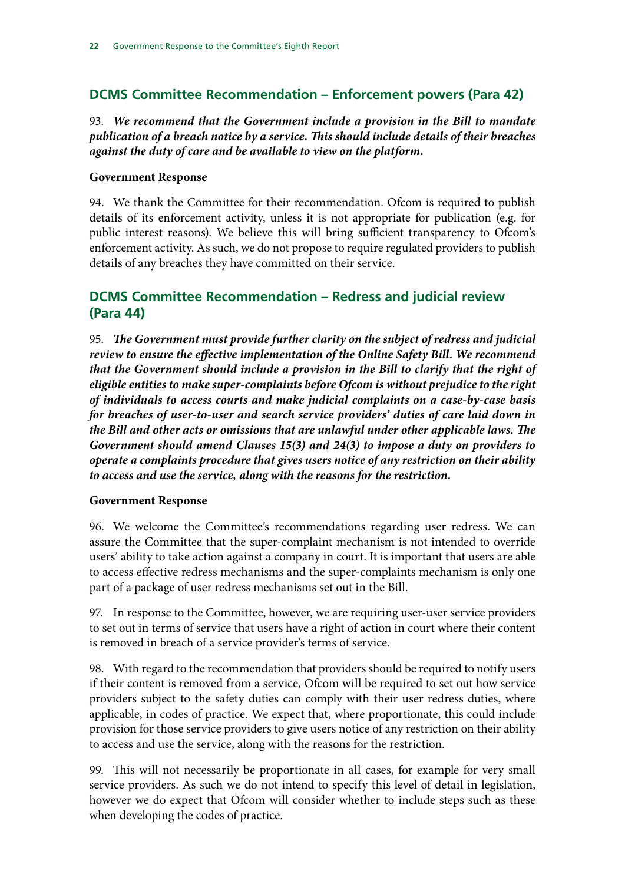## DCMS Committee Recommendation – Enforcement powers (Para 42)

93. ***We recommend that the Government include a provision in the Bill to mandate publication of a breach notice by a service. This should include details of their breaches against the duty of care and be available to view on the platform.***

**Government Response**

94. We thank the Committee for their recommendation. Ofcom is required to publish details of its enforcement activity, unless it is not appropriate for publication (e.g. for public interest reasons). We believe this will bring sufficient transparency to Ofcom's enforcement activity. As such, we do not propose to require regulated providers to publish details of any breaches they have committed on their service.

## DCMS Committee Recommendation – Redress and judicial review (Para 44)

95. ***The Government must provide further clarity on the subject of redress and judicial review to ensure the effective implementation of the Online Safety Bill. We recommend that the Government should include a provision in the Bill to clarify that the right of eligible entities to make super-complaints before Ofcom is without prejudice to the right of individuals to access courts and make judicial complaints on a case-by-case basis for breaches of user-to-user and search service providers' duties of care laid down in the Bill and other acts or omissions that are unlawful under other applicable laws. The Government should amend Clauses 15(3) and 24(3) to impose a duty on providers to operate a complaints procedure that gives users notice of any restriction on their ability to access and use the service, along with the reasons for the restriction.***

**Government Response**

96. We welcome the Committee's recommendations regarding user redress. We can assure the Committee that the super-complaint mechanism is not intended to override users' ability to take action against a company in court. It is important that users are able to access effective redress mechanisms and the super-complaints mechanism is only one part of a package of user redress mechanisms set out in the Bill.

97. In response to the Committee, however, we are requiring user-user service providers to set out in terms of service that users have a right of action in court where their content is removed in breach of a service provider's terms of service.

98. With regard to the recommendation that providers should be required to notify users if their content is removed from a service, Ofcom will be required to set out how service providers subject to the safety duties can comply with their user redress duties, where applicable, in codes of practice. We expect that, where proportionate, this could include provision for those service providers to give users notice of any restriction on their ability to access and use the service, along with the reasons for the restriction.

99. This will not necessarily be proportionate in all cases, for example for very small service providers. As such we do not intend to specify this level of detail in legislation, however we do expect that Ofcom will consider whether to include steps such as these when developing the codes of practice.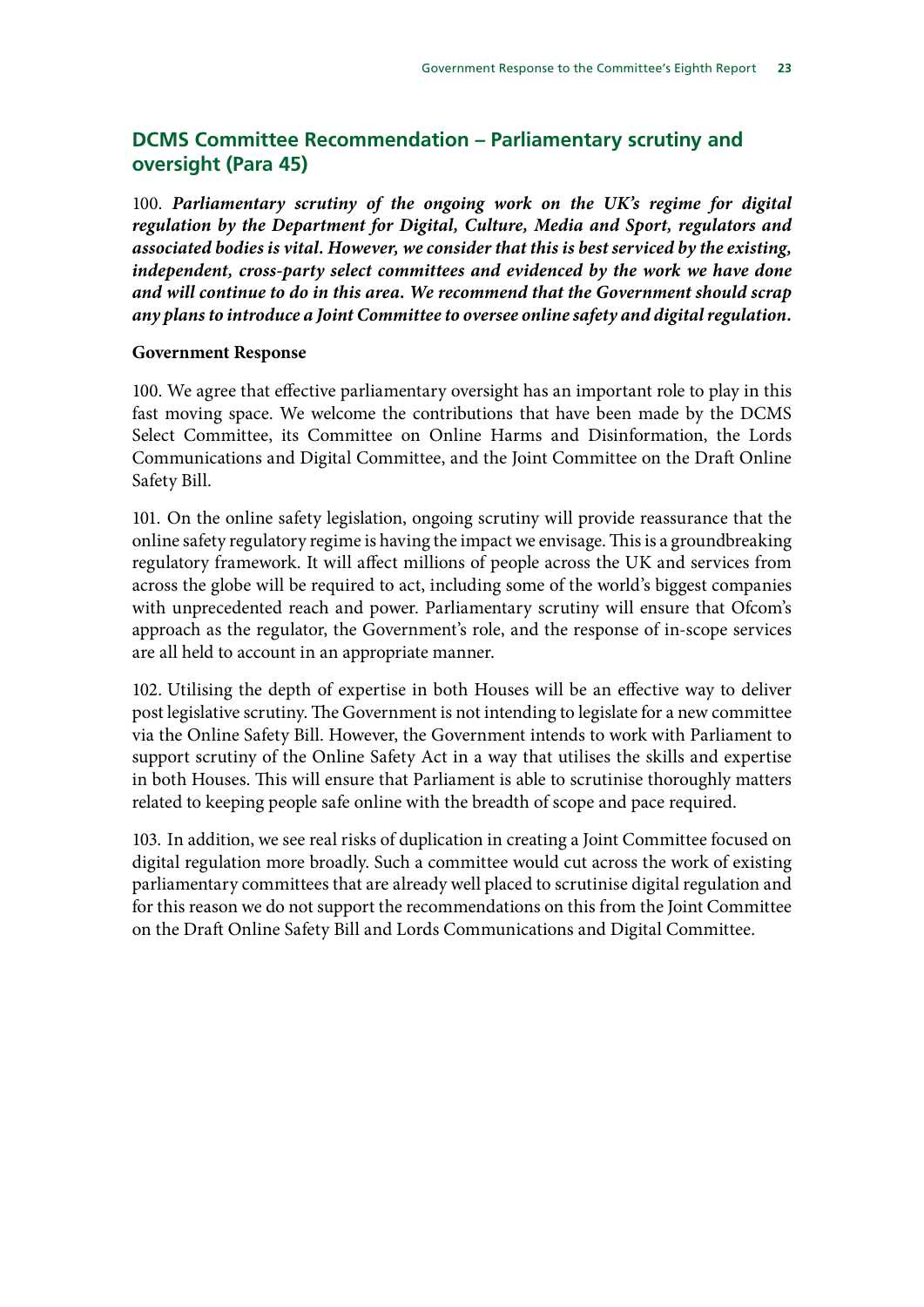## DCMS Committee Recommendation – Parliamentary scrutiny and oversight (Para 45)

100. ***Parliamentary scrutiny of the ongoing work on the UK's regime for digital regulation by the Department for Digital, Culture, Media and Sport, regulators and associated bodies is vital. However, we consider that this is best serviced by the existing, independent, cross-party select committees and evidenced by the work we have done and will continue to do in this area. We recommend that the Government should scrap any plans to introduce a Joint Committee to oversee online safety and digital regulation.***

**Government Response**

100. We agree that effective parliamentary oversight has an important role to play in this fast moving space. We welcome the contributions that have been made by the DCMS Select Committee, its Committee on Online Harms and Disinformation, the Lords Communications and Digital Committee, and the Joint Committee on the Draft Online Safety Bill.

101. On the online safety legislation, ongoing scrutiny will provide reassurance that the online safety regulatory regime is having the impact we envisage. This is a groundbreaking regulatory framework. It will affect millions of people across the UK and services from across the globe will be required to act, including some of the world's biggest companies with unprecedented reach and power. Parliamentary scrutiny will ensure that Ofcom's approach as the regulator, the Government's role, and the response of in-scope services are all held to account in an appropriate manner.

102. Utilising the depth of expertise in both Houses will be an effective way to deliver post legislative scrutiny. The Government is not intending to legislate for a new committee via the Online Safety Bill. However, the Government intends to work with Parliament to support scrutiny of the Online Safety Act in a way that utilises the skills and expertise in both Houses. This will ensure that Parliament is able to scrutinise thoroughly matters related to keeping people safe online with the breadth of scope and pace required.

103. In addition, we see real risks of duplication in creating a Joint Committee focused on digital regulation more broadly. Such a committee would cut across the work of existing parliamentary committees that are already well placed to scrutinise digital regulation and for this reason we do not support the recommendations on this from the Joint Committee on the Draft Online Safety Bill and Lords Communications and Digital Committee.